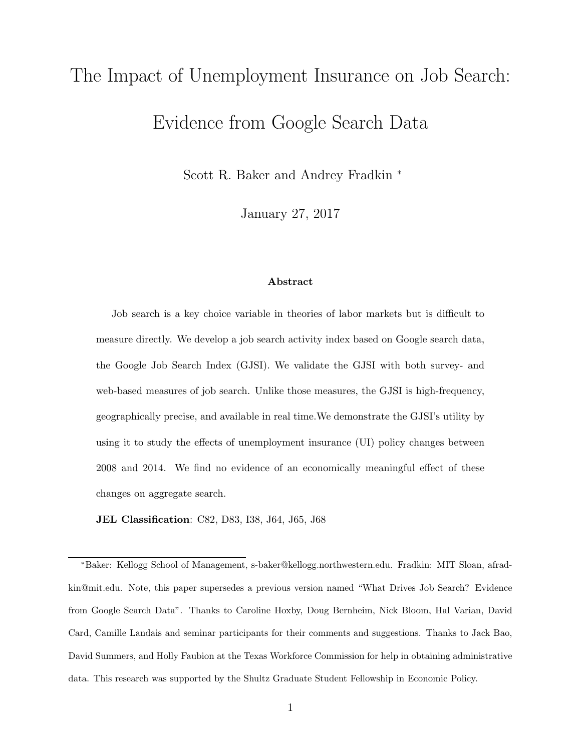# The Impact of Unemployment Insurance on Job Search: Evidence from Google Search Data

Scott R. Baker and Andrey Fradkin *

January 27, 2017

### Abstract

Job search is a key choice variable in theories of labor markets but is difficult to measure directly. We develop a job search activity index based on Google search data, the Google Job Search Index (GJSI). We validate the GJSI with both survey- and web-based measures of job search. Unlike those measures, the GJSI is high-frequency, geographically precise, and available in real time.We demonstrate the GJSI's utility by using it to study the effects of unemployment insurance (UI) policy changes between 2008 and 2014. We find no evidence of an economically meaningful effect of these changes on aggregate search.

**JEL Classification**: C82, D83, I38, J64, J65, J68

---

*Baker: Kellogg School of Management, s-baker@kellogg.northwestern.edu. Fradkin: MIT Sloan, afradkin@mit.edu. Note, this paper supersedes a previous version named "What Drives Job Search? Evidence from Google Search Data". Thanks to Caroline Hoxby, Doug Bernheim, Nick Bloom, Hal Varian, David Card, Camille Landais and seminar participants for their comments and suggestions. Thanks to Jack Bao, David Summers, and Holly Faubion at the Texas Workforce Commission for help in obtaining administrative data. This research was supported by the Shultz Graduate Student Fellowship in Economic Policy.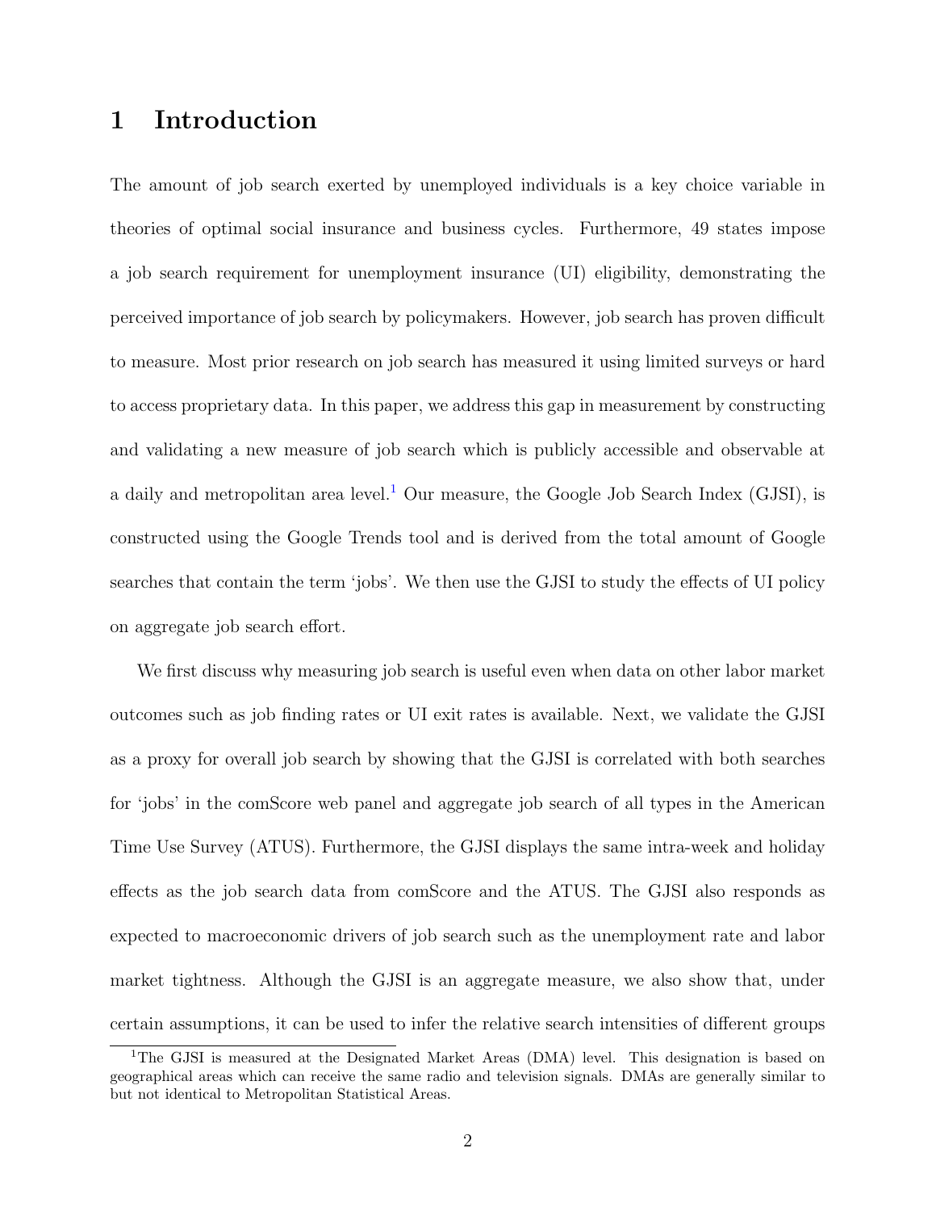# 1 Introduction

The amount of job search exerted by unemployed individuals is a key choice variable in theories of optimal social insurance and business cycles. Furthermore, 49 states impose a job search requirement for unemployment insurance (UI) eligibility, demonstrating the perceived importance of job search by policymakers. However, job search has proven difficult to measure. Most prior research on job search has measured it using limited surveys or hard to access proprietary data. In this paper, we address this gap in measurement by constructing and validating a new measure of job search which is publicly accessible and observable at a daily and metropolitan area level.[1] Our measure, the Google Job Search Index (GJSI), is constructed using the Google Trends tool and is derived from the total amount of Google searches that contain the term 'jobs'. We then use the GJSI to study the effects of UI policy on aggregate job search effort.

We first discuss why measuring job search is useful even when data on other labor market outcomes such as job finding rates or UI exit rates is available. Next, we validate the GJSI as a proxy for overall job search by showing that the GJSI is correlated with both searches for 'jobs' in the comScore web panel and aggregate job search of all types in the American Time Use Survey (ATUS). Furthermore, the GJSI displays the same intra-week and holiday effects as the job search data from comScore and the ATUS. The GJSI also responds as expected to macroeconomic drivers of job search such as the unemployment rate and labor market tightness. Although the GJSI is an aggregate measure, we also show that, under certain assumptions, it can be used to infer the relative search intensities of different groups

[1] The GJSI is measured at the Designated Market Areas (DMA) level. This designation is based on geographical areas which can receive the same radio and television signals. DMAs are generally similar to but not identical to Metropolitan Statistical Areas.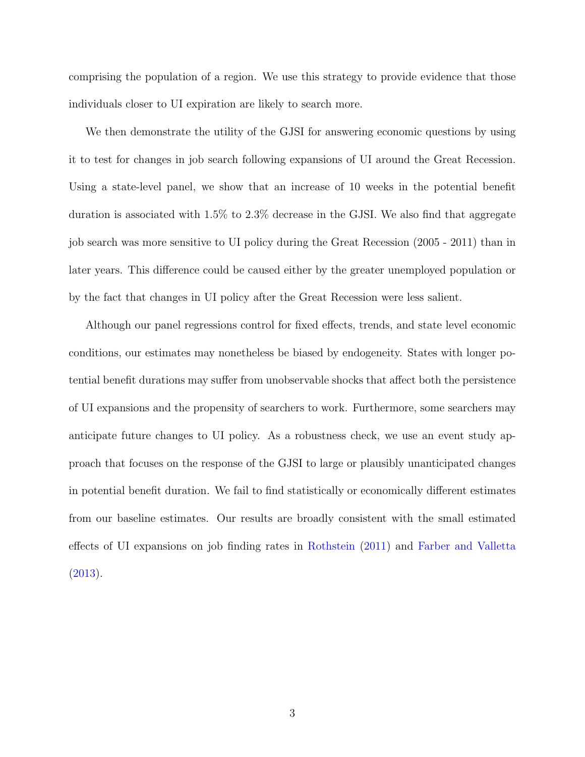comprising the population of a region. We use this strategy to provide evidence that those individuals closer to UI expiration are likely to search more.

We then demonstrate the utility of the GJSI for answering economic questions by using it to test for changes in job search following expansions of UI around the Great Recession. Using a state-level panel, we show that an increase of 10 weeks in the potential benefit duration is associated with 1.5% to 2.3% decrease in the GJSI. We also find that aggregate job search was more sensitive to UI policy during the Great Recession (2005 - 2011) than in later years. This difference could be caused either by the greater unemployed population or by the fact that changes in UI policy after the Great Recession were less salient.

Although our panel regressions control for fixed effects, trends, and state level economic conditions, our estimates may nonetheless be biased by endogeneity. States with longer potential benefit durations may suffer from unobservable shocks that affect both the persistence of UI expansions and the propensity of searchers to work. Furthermore, some searchers may anticipate future changes to UI policy. As a robustness check, we use an event study approach that focuses on the response of the GJSI to large or plausibly unanticipated changes in potential benefit duration. We fail to find statistically or economically different estimates from our baseline estimates. Our results are broadly consistent with the small estimated effects of UI expansions on job finding rates in Rothstein (2011) and Farber and Valletta (2013).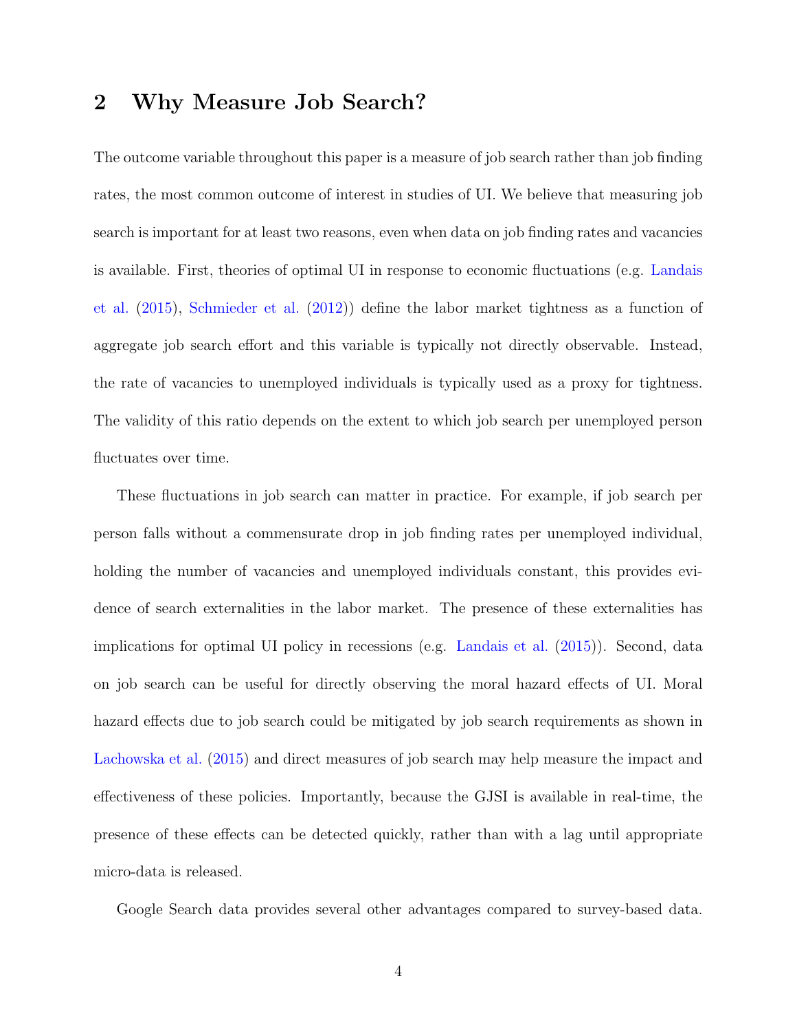## 2 Why Measure Job Search?

The outcome variable throughout this paper is a measure of job search rather than job finding rates, the most common outcome of interest in studies of UI. We believe that measuring job search is important for at least two reasons, even when data on job finding rates and vacancies is available. First, theories of optimal UI in response to economic fluctuations (e.g. Landais et al. (2015), Schmieder et al. (2012)) define the labor market tightness as a function of aggregate job search effort and this variable is typically not directly observable. Instead, the rate of vacancies to unemployed individuals is typically used as a proxy for tightness. The validity of this ratio depends on the extent to which job search per unemployed person fluctuates over time.

These fluctuations in job search can matter in practice. For example, if job search per person falls without a commensurate drop in job finding rates per unemployed individual, holding the number of vacancies and unemployed individuals constant, this provides evidence of search externalities in the labor market. The presence of these externalities has implications for optimal UI policy in recessions (e.g. Landais et al. (2015)). Second, data on job search can be useful for directly observing the moral hazard effects of UI. Moral hazard effects due to job search could be mitigated by job search requirements as shown in Lachowska et al. (2015) and direct measures of job search may help measure the impact and effectiveness of these policies. Importantly, because the GJSI is available in real-time, the presence of these effects can be detected quickly, rather than with a lag until appropriate micro-data is released.

Google Search data provides several other advantages compared to survey-based data.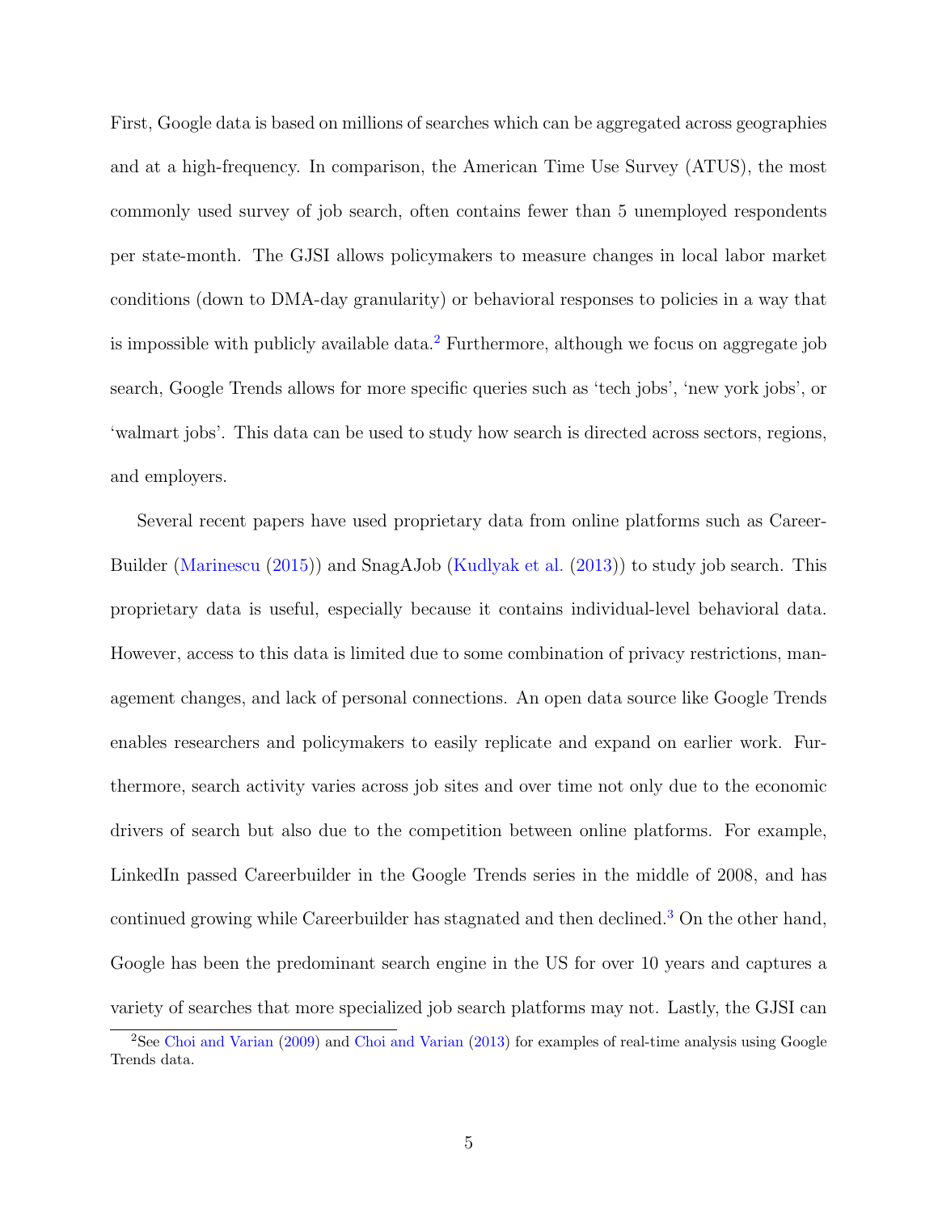First, Google data is based on millions of searches which can be aggregated across geographies and at a high-frequency. In comparison, the American Time Use Survey (ATUS), the most commonly used survey of job search, often contains fewer than 5 unemployed respondents per state-month. The GJSI allows policymakers to measure changes in local labor market conditions (down to DMA-day granularity) or behavioral responses to policies in a way that is impossible with publicly available data.[2] Furthermore, although we focus on aggregate job search, Google Trends allows for more specific queries such as 'tech jobs', 'new york jobs', or 'walmart jobs'. This data can be used to study how search is directed across sectors, regions, and employers.

Several recent papers have used proprietary data from online platforms such as CareerBuilder (Marinescu (2015)) and SnagAJob (Kudlyak et al. (2013)) to study job search. This proprietary data is useful, especially because it contains individual-level behavioral data. However, access to this data is limited due to some combination of privacy restrictions, management changes, and lack of personal connections. An open data source like Google Trends enables researchers and policymakers to easily replicate and expand on earlier work. Furthermore, search activity varies across job sites and over time not only due to the economic drivers of search but also due to the competition between online platforms. For example, LinkedIn passed Careerbuilder in the Google Trends series in the middle of 2008, and has continued growing while Careerbuilder has stagnated and then declined.[3] On the other hand, Google has been the predominant search engine in the US for over 10 years and captures a variety of searches that more specialized job search platforms may not. Lastly, the GJSI can

[2] See Choi and Varian (2009) and Choi and Varian (2013) for examples of real-time analysis using Google Trends data.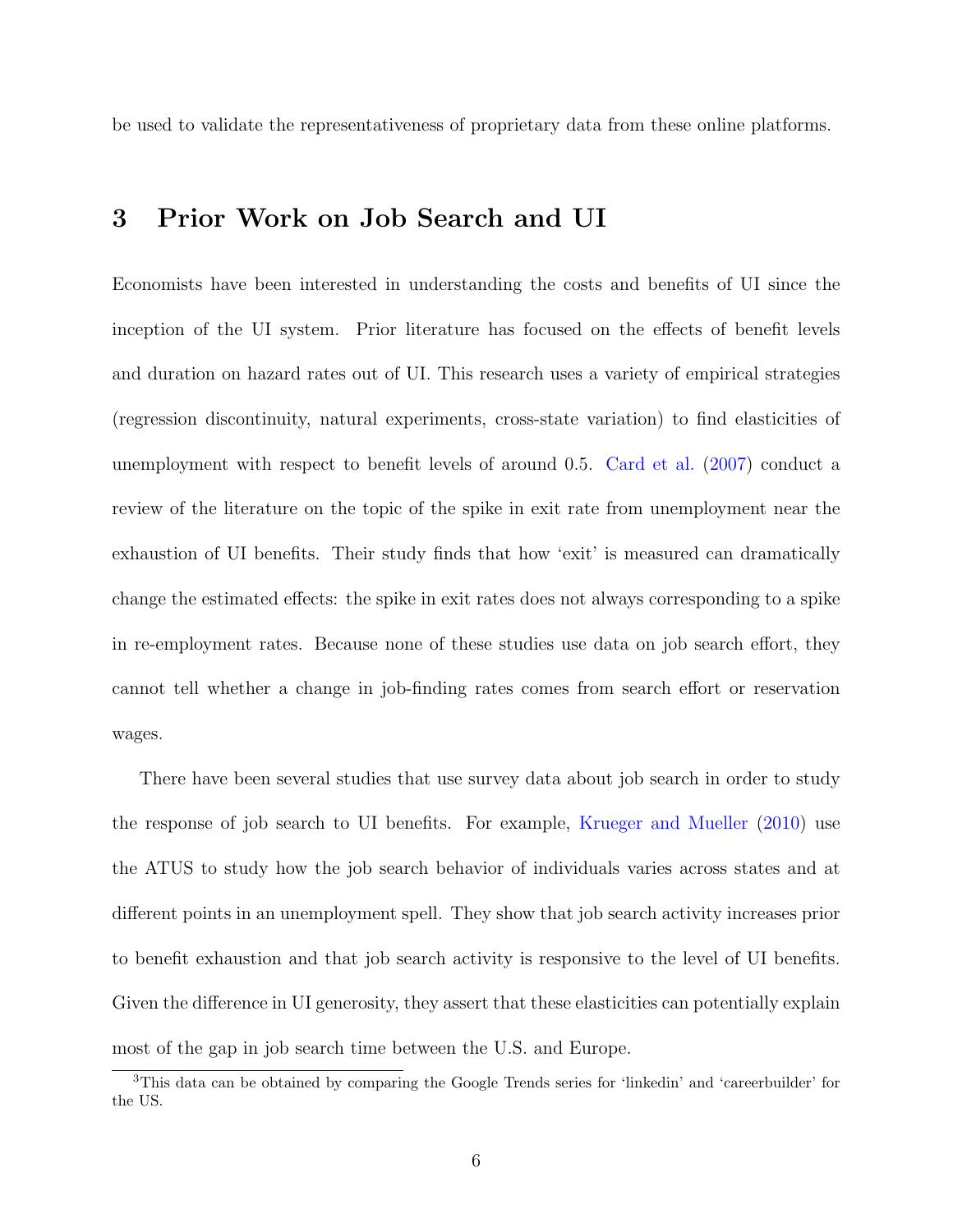be used to validate the representativeness of proprietary data from these online platforms.

# 3 Prior Work on Job Search and UI

Economists have been interested in understanding the costs and benefits of UI since the inception of the UI system. Prior literature has focused on the effects of benefit levels and duration on hazard rates out of UI. This research uses a variety of empirical strategies (regression discontinuity, natural experiments, cross-state variation) to find elasticities of unemployment with respect to benefit levels of around 0.5. Card et al. (2007) conduct a review of the literature on the topic of the spike in exit rate from unemployment near the exhaustion of UI benefits. Their study finds that how 'exit' is measured can dramatically change the estimated effects: the spike in exit rates does not always corresponding to a spike in re-employment rates. Because none of these studies use data on job search effort, they cannot tell whether a change in job-finding rates comes from search effort or reservation wages.

There have been several studies that use survey data about job search in order to study the response of job search to UI benefits. For example, Krueger and Mueller (2010) use the ATUS to study how the job search behavior of individuals varies across states and at different points in an unemployment spell. They show that job search activity increases prior to benefit exhaustion and that job search activity is responsive to the level of UI benefits. Given the difference in UI generosity, they assert that these elasticities can potentially explain most of the gap in job search time between the U.S. and Europe.

[3] This data can be obtained by comparing the Google Trends series for 'linkedin' and 'careerbuilder' for the US.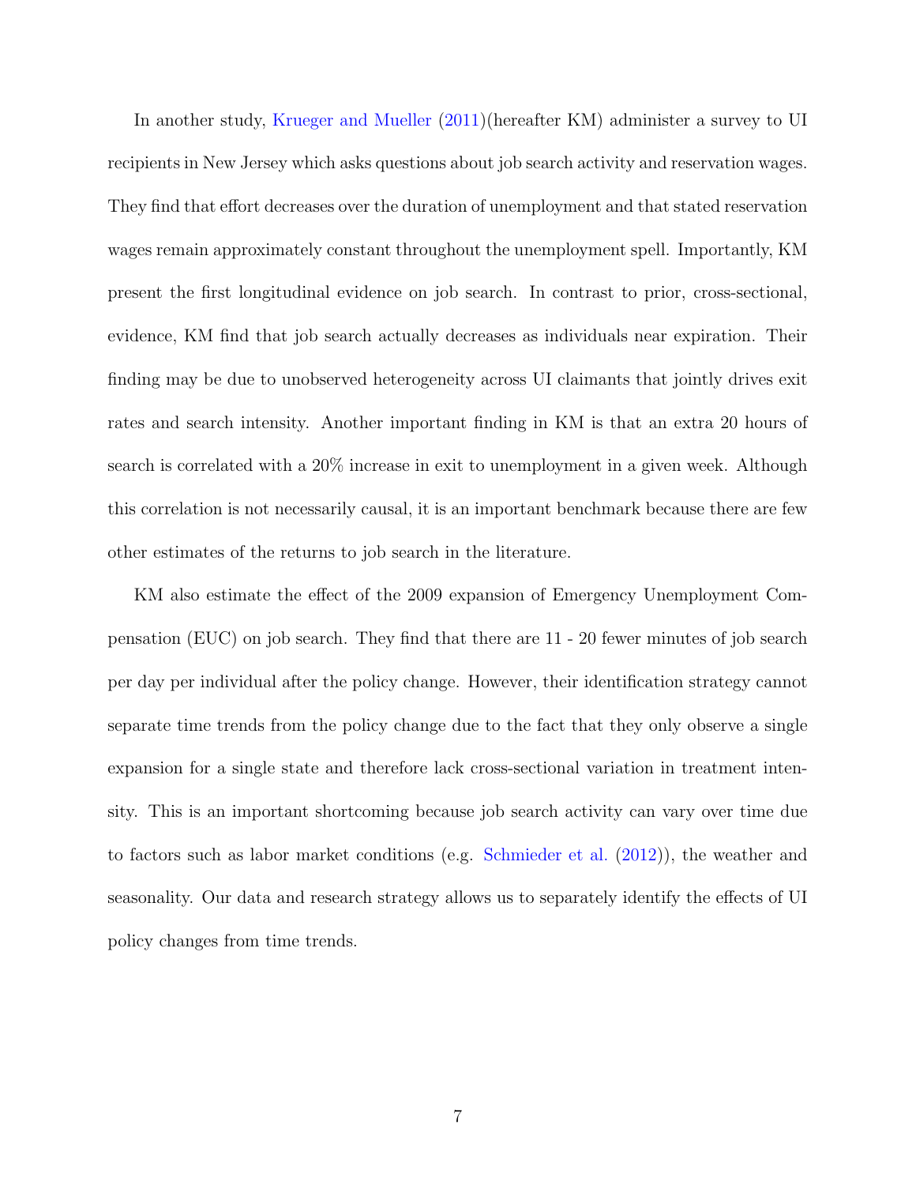In another study, Krueger and Mueller (2011)(hereafter KM) administer a survey to UI recipients in New Jersey which asks questions about job search activity and reservation wages. They find that effort decreases over the duration of unemployment and that stated reservation wages remain approximately constant throughout the unemployment spell. Importantly, KM present the first longitudinal evidence on job search. In contrast to prior, cross-sectional, evidence, KM find that job search actually decreases as individuals near expiration. Their finding may be due to unobserved heterogeneity across UI claimants that jointly drives exit rates and search intensity. Another important finding in KM is that an extra 20 hours of search is correlated with a 20% increase in exit to unemployment in a given week. Although this correlation is not necessarily causal, it is an important benchmark because there are few other estimates of the returns to job search in the literature.

KM also estimate the effect of the 2009 expansion of Emergency Unemployment Compensation (EUC) on job search. They find that there are 11 - 20 fewer minutes of job search per day per individual after the policy change. However, their identification strategy cannot separate time trends from the policy change due to the fact that they only observe a single expansion for a single state and therefore lack cross-sectional variation in treatment intensity. This is an important shortcoming because job search activity can vary over time due to factors such as labor market conditions (e.g. Schmieder et al. (2012)), the weather and seasonality. Our data and research strategy allows us to separately identify the effects of UI policy changes from time trends.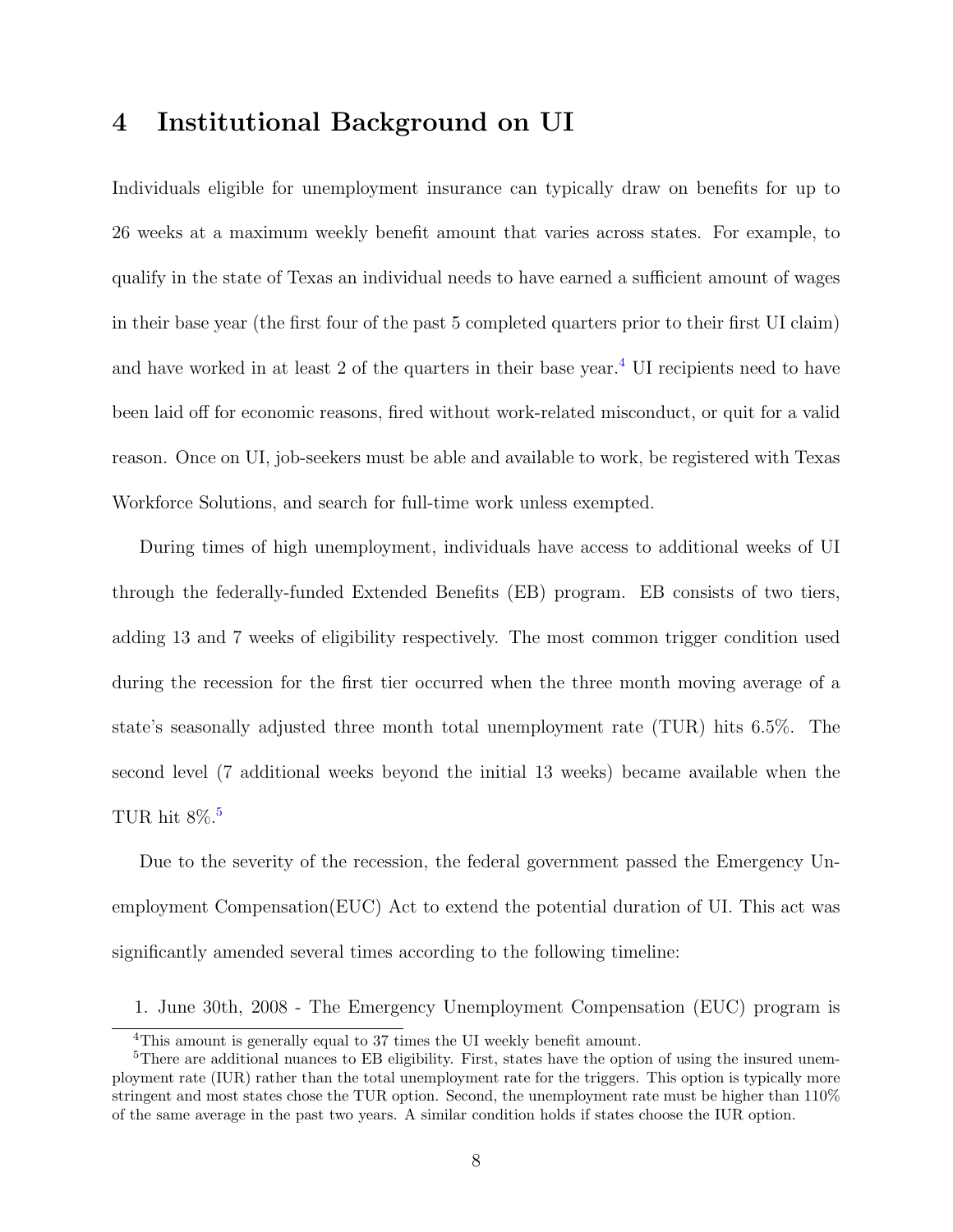## 4 Institutional Background on UI

Individuals eligible for unemployment insurance can typically draw on benefits for up to 26 weeks at a maximum weekly benefit amount that varies across states. For example, to qualify in the state of Texas an individual needs to have earned a sufficient amount of wages in their base year (the first four of the past 5 completed quarters prior to their first UI claim) and have worked in at least 2 of the quarters in their base year.[4] UI recipients need to have been laid off for economic reasons, fired without work-related misconduct, or quit for a valid reason. Once on UI, job-seekers must be able and available to work, be registered with Texas Workforce Solutions, and search for full-time work unless exempted.

During times of high unemployment, individuals have access to additional weeks of UI through the federally-funded Extended Benefits (EB) program. EB consists of two tiers, adding 13 and 7 weeks of eligibility respectively. The most common trigger condition used during the recession for the first tier occurred when the three month moving average of a state's seasonally adjusted three month total unemployment rate (TUR) hits 6.5%. The second level (7 additional weeks beyond the initial 13 weeks) became available when the TUR hit 8%.[5]

Due to the severity of the recession, the federal government passed the Emergency Unemployment Compensation(EUC) Act to extend the potential duration of UI. This act was significantly amended several times according to the following timeline:

1. June 30th, 2008 - The Emergency Unemployment Compensation (EUC) program is

[4] This amount is generally equal to 37 times the UI weekly benefit amount.

[5] There are additional nuances to EB eligibility. First, states have the option of using the insured unemployment rate (IUR) rather than the total unemployment rate for the triggers. This option is typically more stringent and most states chose the TUR option. Second, the unemployment rate must be higher than 110% of the same average in the past two years. A similar condition holds if states choose the IUR option.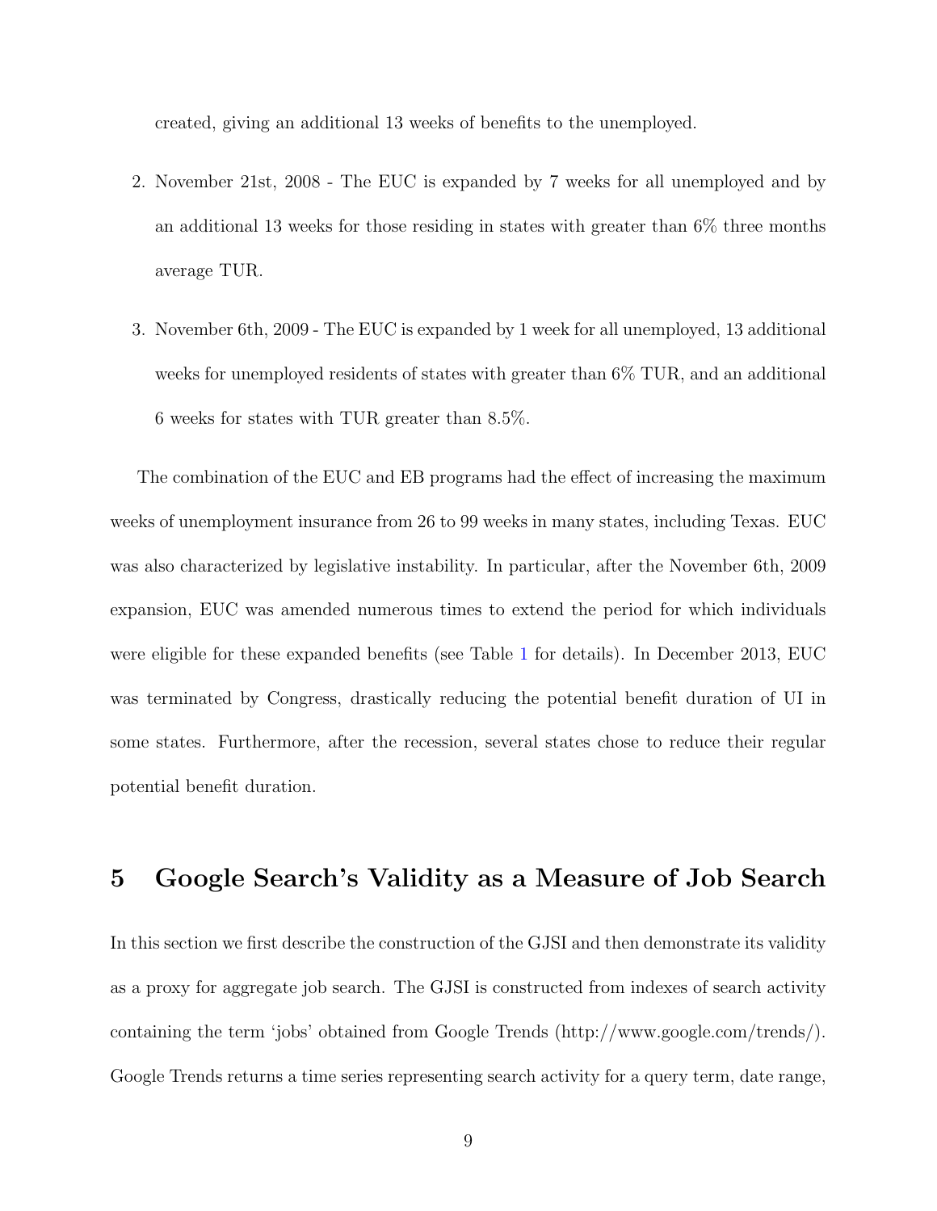created, giving an additional 13 weeks of benefits to the unemployed.

2. November 21st, 2008 - The EUC is expanded by 7 weeks for all unemployed and by an additional 13 weeks for those residing in states with greater than 6% three months average TUR.

3. November 6th, 2009 - The EUC is expanded by 1 week for all unemployed, 13 additional weeks for unemployed residents of states with greater than 6% TUR, and an additional 6 weeks for states with TUR greater than 8.5%.

The combination of the EUC and EB programs had the effect of increasing the maximum weeks of unemployment insurance from 26 to 99 weeks in many states, including Texas. EUC was also characterized by legislative instability. In particular, after the November 6th, 2009 expansion, EUC was amended numerous times to extend the period for which individuals were eligible for these expanded benefits (see Table 1 for details). In December 2013, EUC was terminated by Congress, drastically reducing the potential benefit duration of UI in some states. Furthermore, after the recession, several states chose to reduce their regular potential benefit duration.

# 5 Google Search's Validity as a Measure of Job Search

In this section we first describe the construction of the GJSI and then demonstrate its validity as a proxy for aggregate job search. The GJSI is constructed from indexes of search activity containing the term 'jobs' obtained from Google Trends (http://www.google.com/trends/). Google Trends returns a time series representing search activity for a query term, date range,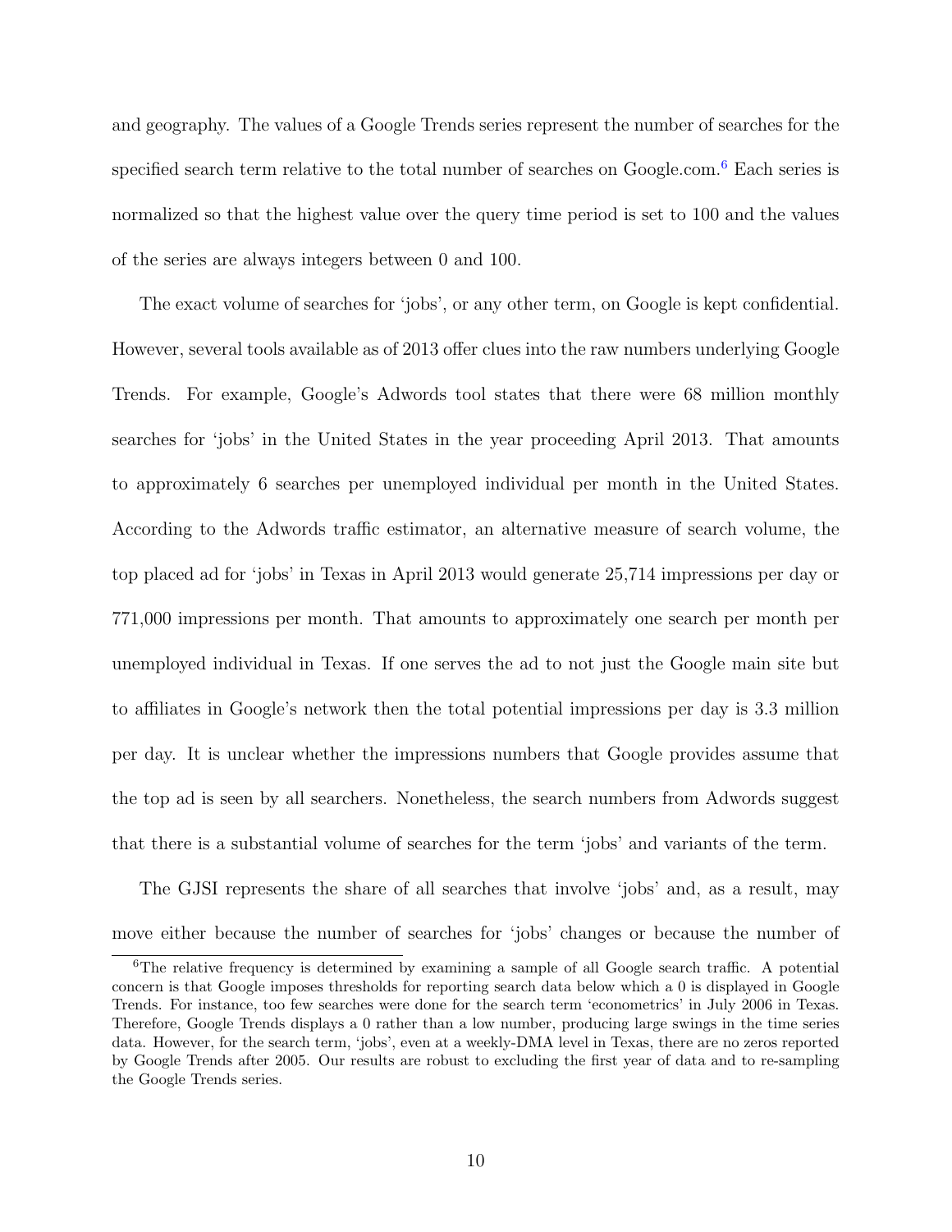and geography. The values of a Google Trends series represent the number of searches for the specified search term relative to the total number of searches on Google.com.[6] Each series is normalized so that the highest value over the query time period is set to 100 and the values of the series are always integers between 0 and 100.

The exact volume of searches for 'jobs', or any other term, on Google is kept confidential. However, several tools available as of 2013 offer clues into the raw numbers underlying Google Trends. For example, Google's Adwords tool states that there were 68 million monthly searches for 'jobs' in the United States in the year proceeding April 2013. That amounts to approximately 6 searches per unemployed individual per month in the United States. According to the Adwords traffic estimator, an alternative measure of search volume, the top placed ad for 'jobs' in Texas in April 2013 would generate 25,714 impressions per day or 771,000 impressions per month. That amounts to approximately one search per month per unemployed individual in Texas. If one serves the ad to not just the Google main site but to affiliates in Google's network then the total potential impressions per day is 3.3 million per day. It is unclear whether the impressions numbers that Google provides assume that the top ad is seen by all searchers. Nonetheless, the search numbers from Adwords suggest that there is a substantial volume of searches for the term 'jobs' and variants of the term.

The GJSI represents the share of all searches that involve 'jobs' and, as a result, may move either because the number of searches for 'jobs' changes or because the number of

[6] The relative frequency is determined by examining a sample of all Google search traffic. A potential concern is that Google imposes thresholds for reporting search data below which a 0 is displayed in Google Trends. For instance, too few searches were done for the search term 'econometrics' in July 2006 in Texas. Therefore, Google Trends displays a 0 rather than a low number, producing large swings in the time series data. However, for the search term, 'jobs', even at a weekly-DMA level in Texas, there are no zeros reported by Google Trends after 2005. Our results are robust to excluding the first year of data and to re-sampling the Google Trends series.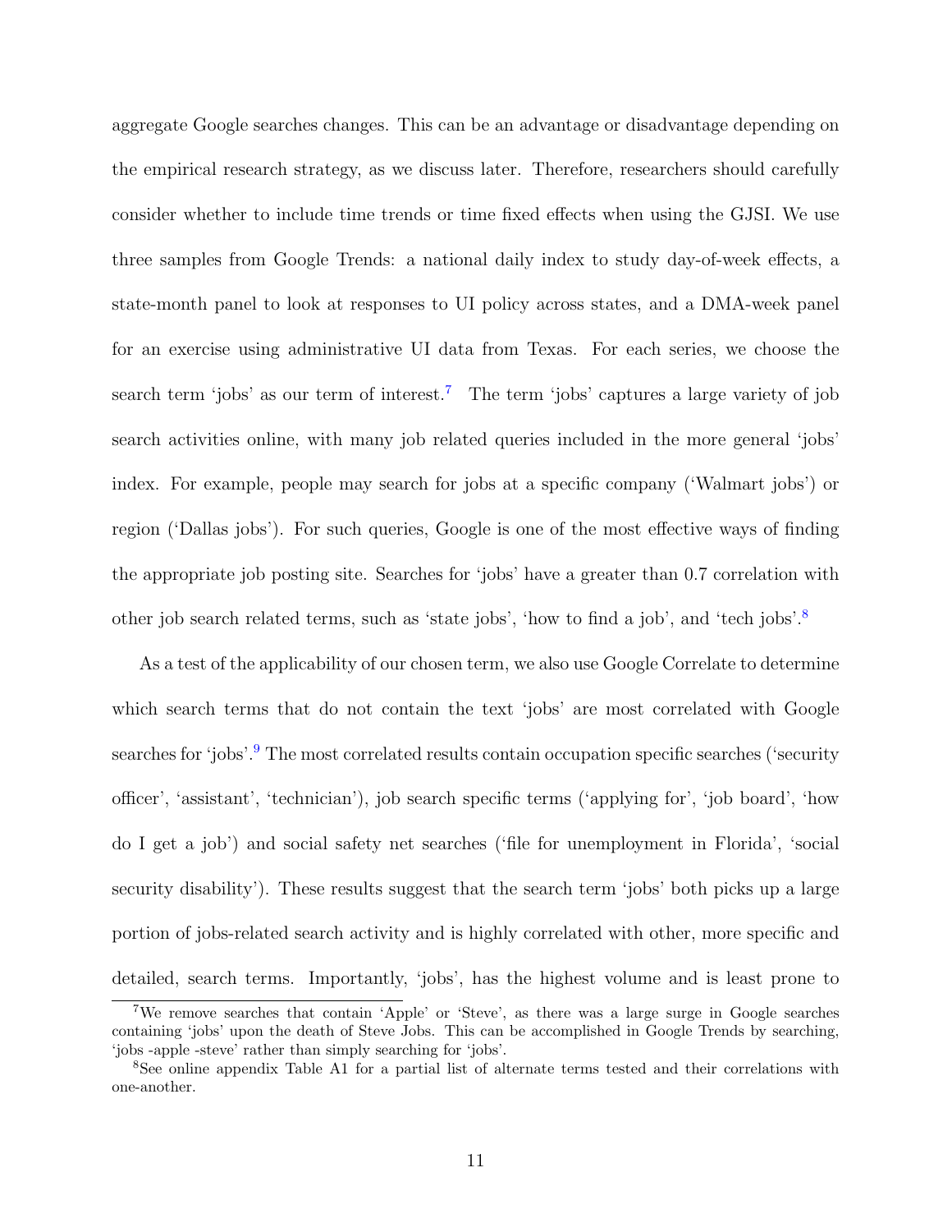aggregate Google searches changes. This can be an advantage or disadvantage depending on the empirical research strategy, as we discuss later. Therefore, researchers should carefully consider whether to include time trends or time fixed effects when using the GJSI. We use three samples from Google Trends: a national daily index to study day-of-week effects, a state-month panel to look at responses to UI policy across states, and a DMA-week panel for an exercise using administrative UI data from Texas. For each series, we choose the search term 'jobs' as our term of interest.[7] The term 'jobs' captures a large variety of job search activities online, with many job related queries included in the more general 'jobs' index. For example, people may search for jobs at a specific company ('Walmart jobs') or region ('Dallas jobs'). For such queries, Google is one of the most effective ways of finding the appropriate job posting site. Searches for 'jobs' have a greater than 0.7 correlation with other job search related terms, such as 'state jobs', 'how to find a job', and 'tech jobs'.[8]

As a test of the applicability of our chosen term, we also use Google Correlate to determine which search terms that do not contain the text 'jobs' are most correlated with Google searches for 'jobs'.[9] The most correlated results contain occupation specific searches ('security officer', 'assistant', 'technician'), job search specific terms ('applying for', 'job board', 'how do I get a job') and social safety net searches ('file for unemployment in Florida', 'social security disability'). These results suggest that the search term 'jobs' both picks up a large portion of jobs-related search activity and is highly correlated with other, more specific and detailed, search terms. Importantly, 'jobs', has the highest volume and is least prone to

[7] We remove searches that contain 'Apple' or 'Steve', as there was a large surge in Google searches containing 'jobs' upon the death of Steve Jobs. This can be accomplished in Google Trends by searching, 'jobs -apple -steve' rather than simply searching for 'jobs'.

[8] See online appendix Table A1 for a partial list of alternate terms tested and their correlations with one-another.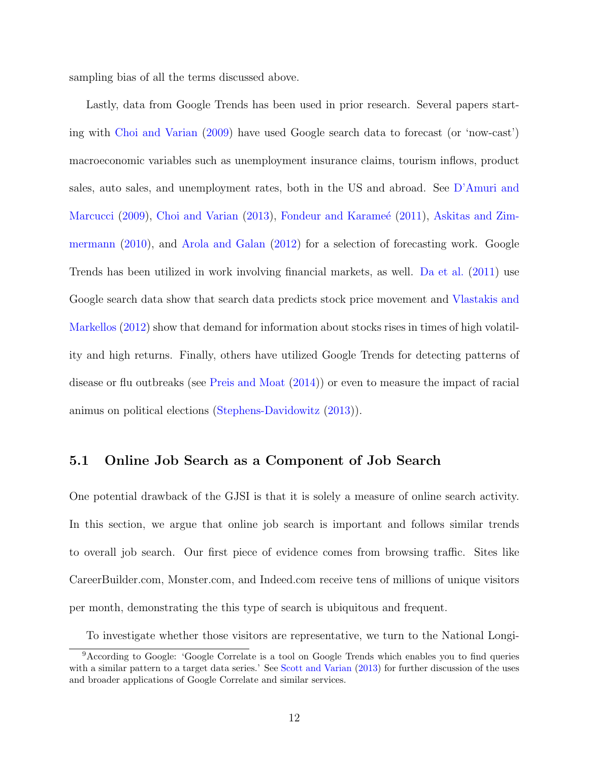sampling bias of all the terms discussed above.

Lastly, data from Google Trends has been used in prior research. Several papers starting with Choi and Varian (2009) have used Google search data to forecast (or 'now-cast') macroeconomic variables such as unemployment insurance claims, tourism inflows, product sales, auto sales, and unemployment rates, both in the US and abroad. See D'Amuri and Marcucci (2009), Choi and Varian (2013), Fondeur and Karameé (2011), Askitas and Zimmermann (2010), and Arola and Galan (2012) for a selection of forecasting work. Google Trends has been utilized in work involving financial markets, as well. Da et al. (2011) use Google search data show that search data predicts stock price movement and Vlastakis and Markellos (2012) show that demand for information about stocks rises in times of high volatility and high returns. Finally, others have utilized Google Trends for detecting patterns of disease or flu outbreaks (see Preis and Moat (2014)) or even to measure the impact of racial animus on political elections (Stephens-Davidowitz (2013)).

## 5.1 Online Job Search as a Component of Job Search

One potential drawback of the GJSI is that it is solely a measure of online search activity. In this section, we argue that online job search is important and follows similar trends to overall job search. Our first piece of evidence comes from browsing traffic. Sites like CareerBuilder.com, Monster.com, and Indeed.com receive tens of millions of unique visitors per month, demonstrating the this type of search is ubiquitous and frequent.

To investigate whether those visitors are representative, we turn to the National Longi-

[9]According to Google: 'Google Correlate is a tool on Google Trends which enables you to find queries with a similar pattern to a target data series.' See Scott and Varian (2013) for further discussion of the uses and broader applications of Google Correlate and similar services.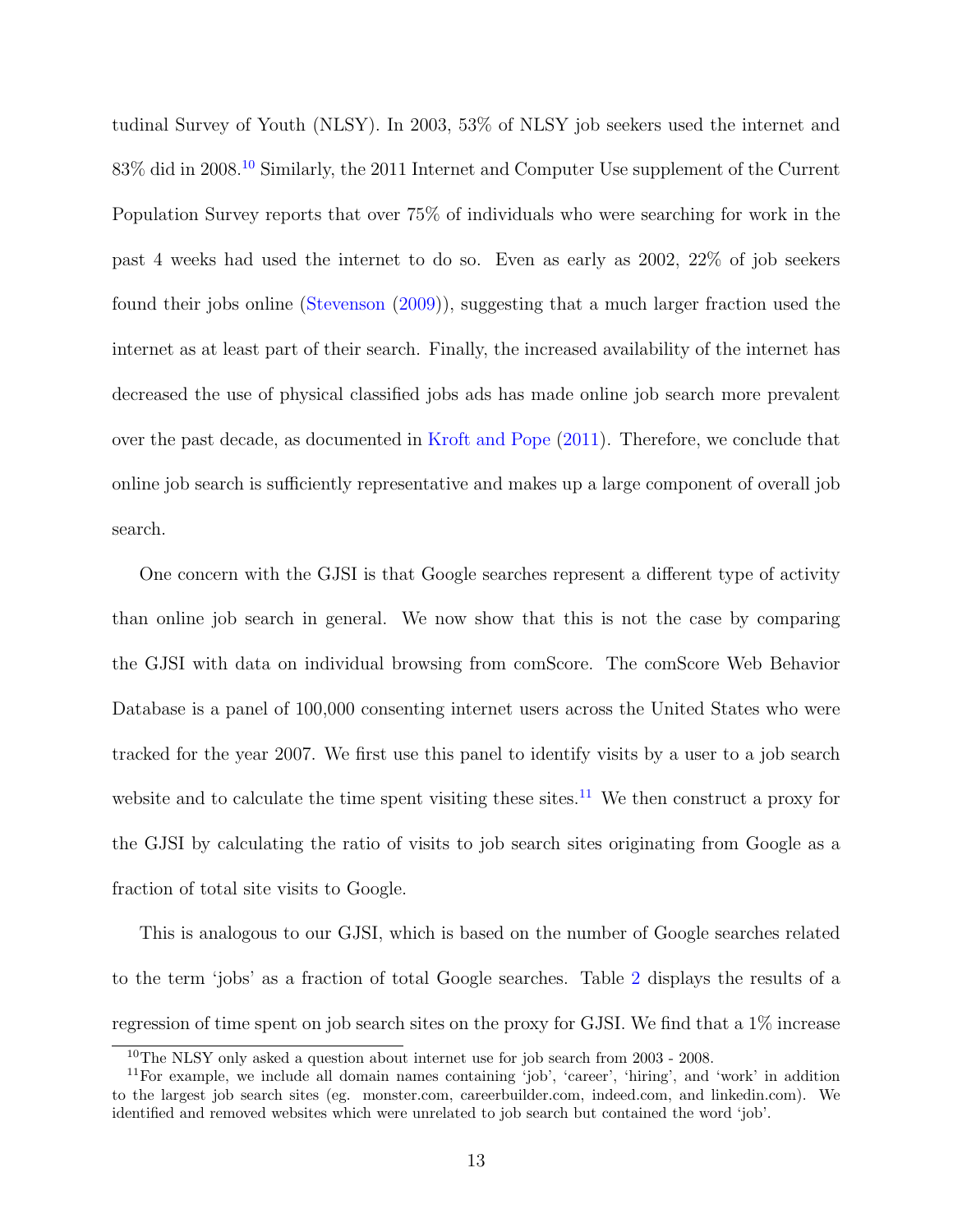tudinal Survey of Youth (NLSY). In 2003, 53% of NLSY job seekers used the internet and 83% did in 2008.[10] Similarly, the 2011 Internet and Computer Use supplement of the Current Population Survey reports that over 75% of individuals who were searching for work in the past 4 weeks had used the internet to do so. Even as early as 2002, 22% of job seekers found their jobs online (Stevenson (2009)), suggesting that a much larger fraction used the internet as at least part of their search. Finally, the increased availability of the internet has decreased the use of physical classified jobs ads has made online job search more prevalent over the past decade, as documented in Kroft and Pope (2011). Therefore, we conclude that online job search is sufficiently representative and makes up a large component of overall job search.

One concern with the GJSI is that Google searches represent a different type of activity than online job search in general. We now show that this is not the case by comparing the GJSI with data on individual browsing from comScore. The comScore Web Behavior Database is a panel of 100,000 consenting internet users across the United States who were tracked for the year 2007. We first use this panel to identify visits by a user to a job search website and to calculate the time spent visiting these sites.[11] We then construct a proxy for the GJSI by calculating the ratio of visits to job search sites originating from Google as a fraction of total site visits to Google.

This is analogous to our GJSI, which is based on the number of Google searches related to the term 'jobs' as a fraction of total Google searches. Table 2 displays the results of a regression of time spent on job search sites on the proxy for GJSI. We find that a 1% increase

[10] The NLSY only asked a question about internet use for job search from 2003 - 2008.

[11] For example, we include all domain names containing 'job', 'career', 'hiring', and 'work' in addition to the largest job search sites (eg. monster.com, careerbuilder.com, indeed.com, and linkedin.com). We identified and removed websites which were unrelated to job search but contained the word 'job'.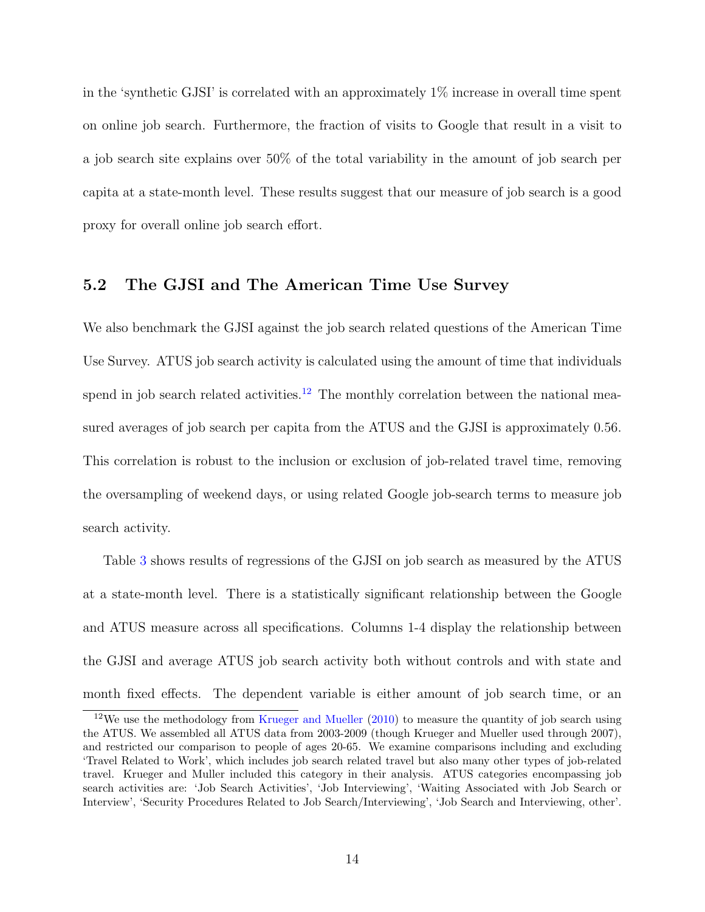in the 'synthetic GJSI' is correlated with an approximately 1% increase in overall time spent on online job search. Furthermore, the fraction of visits to Google that result in a visit to a job search site explains over 50% of the total variability in the amount of job search per capita at a state-month level. These results suggest that our measure of job search is a good proxy for overall online job search effort.

## 5.2 The GJSI and The American Time Use Survey

We also benchmark the GJSI against the job search related questions of the American Time Use Survey. ATUS job search activity is calculated using the amount of time that individuals spend in job search related activities.[12] The monthly correlation between the national measured averages of job search per capita from the ATUS and the GJSI is approximately 0.56. This correlation is robust to the inclusion or exclusion of job-related travel time, removing the oversampling of weekend days, or using related Google job-search terms to measure job search activity.

Table 3 shows results of regressions of the GJSI on job search as measured by the ATUS at a state-month level. There is a statistically significant relationship between the Google and ATUS measure across all specifications. Columns 1-4 display the relationship between the GJSI and average ATUS job search activity both without controls and with state and month fixed effects. The dependent variable is either amount of job search time, or an

[12] We use the methodology from Krueger and Mueller (2010) to measure the quantity of job search using the ATUS. We assembled all ATUS data from 2003-2009 (though Krueger and Mueller used through 2007), and restricted our comparison to people of ages 20-65. We examine comparisons including and excluding 'Travel Related to Work', which includes job search related travel but also many other types of job-related travel. Krueger and Muller included this category in their analysis. ATUS categories encompassing job search activities are: 'Job Search Activities', 'Job Interviewing', 'Waiting Associated with Job Search or Interview', 'Security Procedures Related to Job Search/Interviewing', 'Job Search and Interviewing, other'.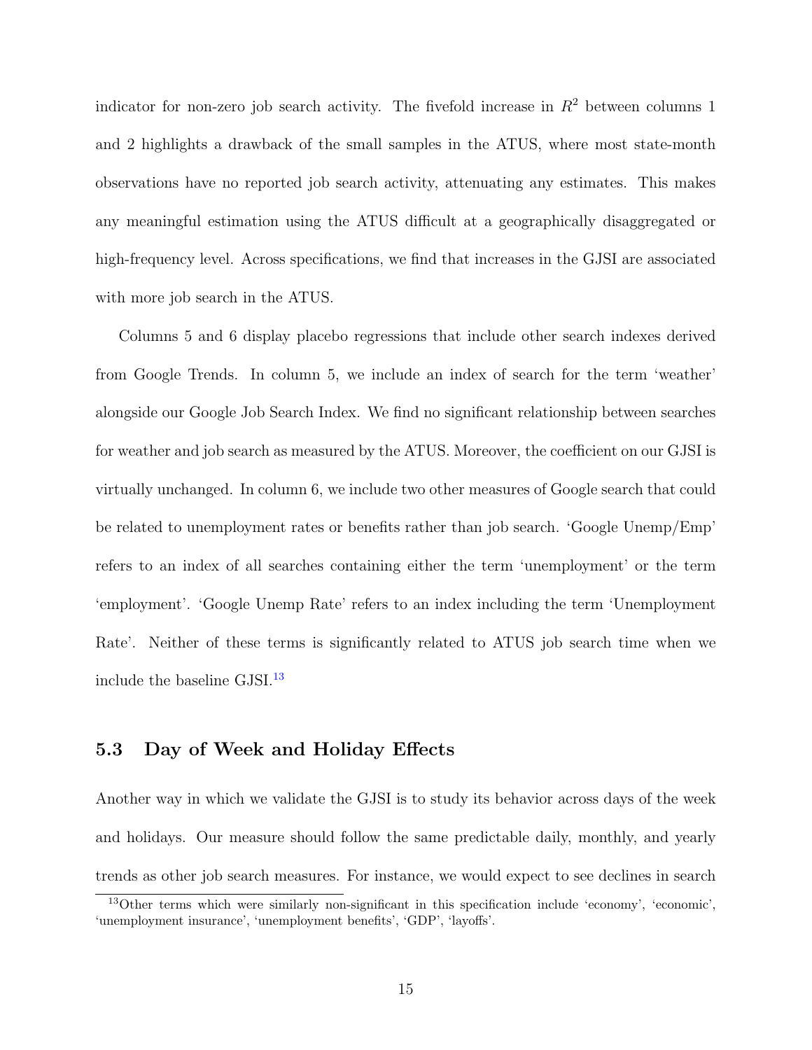indicator for non-zero job search activity. The fivefold increase in $R^2$ between columns 1 and 2 highlights a drawback of the small samples in the ATUS, where most state-month observations have no reported job search activity, attenuating any estimates. This makes any meaningful estimation using the ATUS difficult at a geographically disaggregated or high-frequency level. Across specifications, we find that increases in the GJSI are associated with more job search in the ATUS.

Columns 5 and 6 display placebo regressions that include other search indexes derived from Google Trends. In column 5, we include an index of search for the term 'weather' alongside our Google Job Search Index. We find no significant relationship between searches for weather and job search as measured by the ATUS. Moreover, the coefficient on our GJSI is virtually unchanged. In column 6, we include two other measures of Google search that could be related to unemployment rates or benefits rather than job search. 'Google Unemp/Emp' refers to an index of all searches containing either the term 'unemployment' or the term 'employment'. 'Google Unemp Rate' refers to an index including the term 'Unemployment Rate'. Neither of these terms is significantly related to ATUS job search time when we include the baseline GJSI.[13]

### 5.3 Day of Week and Holiday Effects

Another way in which we validate the GJSI is to study its behavior across days of the week and holidays. Our measure should follow the same predictable daily, monthly, and yearly trends as other job search measures. For instance, we would expect to see declines in search

[13] Other terms which were similarly non-significant in this specification include 'economy', 'economic', 'unemployment insurance', 'unemployment benefits', 'GDP', 'layoffs'.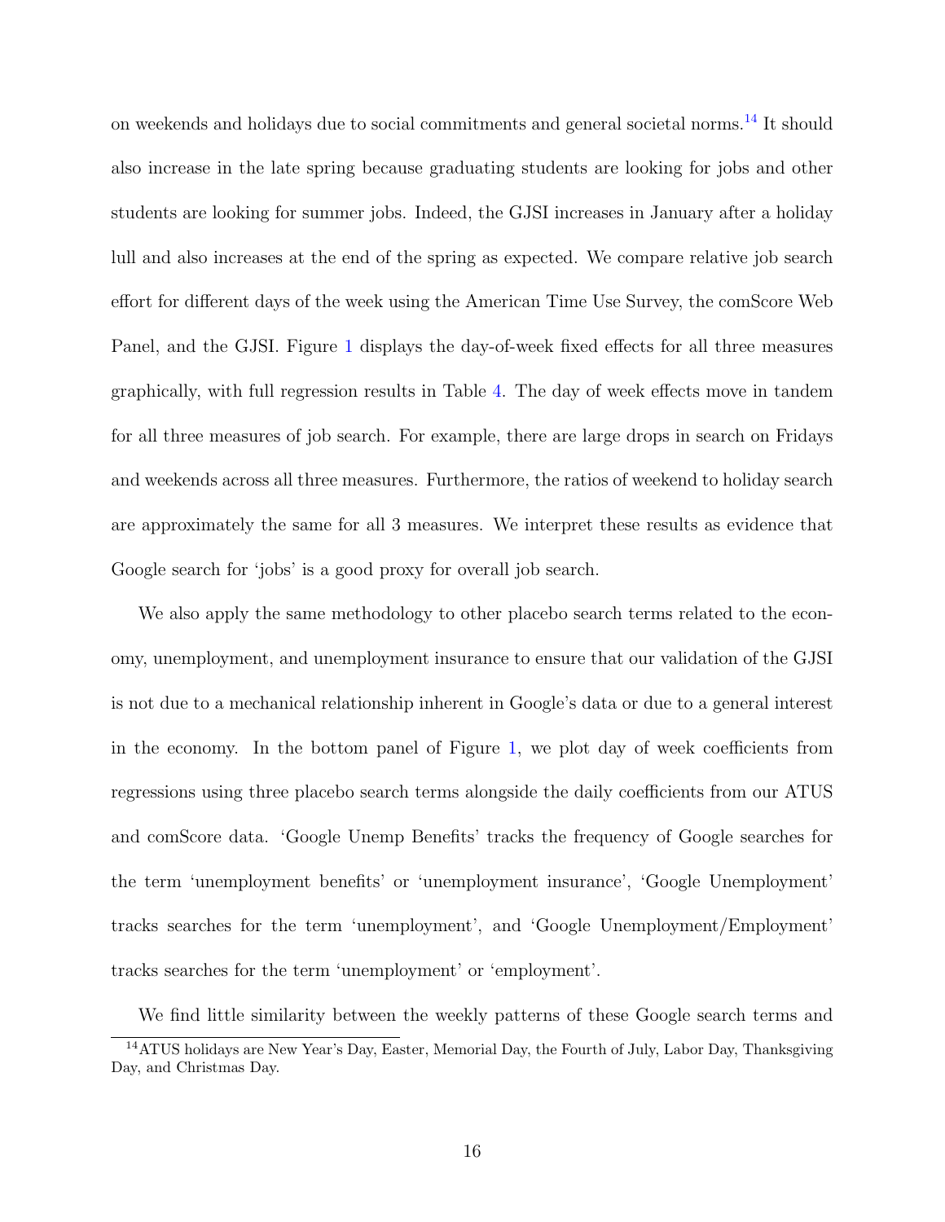on weekends and holidays due to social commitments and general societal norms.[14] It should also increase in the late spring because graduating students are looking for jobs and other students are looking for summer jobs. Indeed, the GJSI increases in January after a holiday lull and also increases at the end of the spring as expected. We compare relative job search effort for different days of the week using the American Time Use Survey, the comScore Web Panel, and the GJSI. Figure 1 displays the day-of-week fixed effects for all three measures graphically, with full regression results in Table 4. The day of week effects move in tandem for all three measures of job search. For example, there are large drops in search on Fridays and weekends across all three measures. Furthermore, the ratios of weekend to holiday search are approximately the same for all 3 measures. We interpret these results as evidence that Google search for 'jobs' is a good proxy for overall job search.

We also apply the same methodology to other placebo search terms related to the economy, unemployment, and unemployment insurance to ensure that our validation of the GJSI is not due to a mechanical relationship inherent in Google's data or due to a general interest in the economy. In the bottom panel of Figure 1, we plot day of week coefficients from regressions using three placebo search terms alongside the daily coefficients from our ATUS and comScore data. 'Google Unemp Benefits' tracks the frequency of Google searches for the term 'unemployment benefits' or 'unemployment insurance', 'Google Unemployment' tracks searches for the term 'unemployment', and 'Google Unemployment/Employment' tracks searches for the term 'unemployment' or 'employment'.

We find little similarity between the weekly patterns of these Google search terms and

[14] ATUS holidays are New Year's Day, Easter, Memorial Day, the Fourth of July, Labor Day, Thanksgiving Day, and Christmas Day.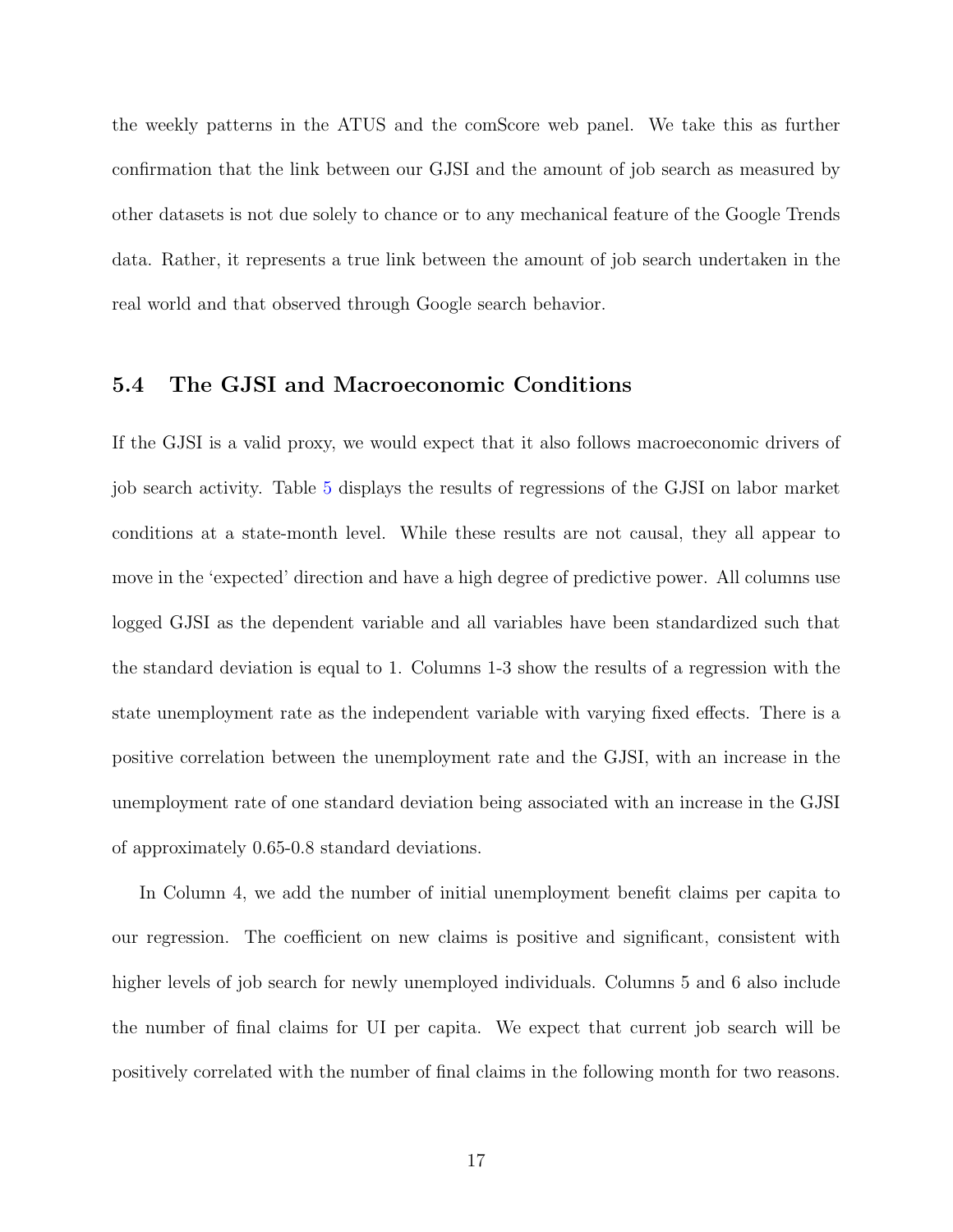the weekly patterns in the ATUS and the comScore web panel. We take this as further confirmation that the link between our GJSI and the amount of job search as measured by other datasets is not due solely to chance or to any mechanical feature of the Google Trends data. Rather, it represents a true link between the amount of job search undertaken in the real world and that observed through Google search behavior.

### 5.4 The GJSI and Macroeconomic Conditions

If the GJSI is a valid proxy, we would expect that it also follows macroeconomic drivers of job search activity. Table 5 displays the results of regressions of the GJSI on labor market conditions at a state-month level. While these results are not causal, they all appear to move in the 'expected' direction and have a high degree of predictive power. All columns use logged GJSI as the dependent variable and all variables have been standardized such that the standard deviation is equal to 1. Columns 1-3 show the results of a regression with the state unemployment rate as the independent variable with varying fixed effects. There is a positive correlation between the unemployment rate and the GJSI, with an increase in the unemployment rate of one standard deviation being associated with an increase in the GJSI of approximately 0.65-0.8 standard deviations.

In Column 4, we add the number of initial unemployment benefit claims per capita to our regression. The coefficient on new claims is positive and significant, consistent with higher levels of job search for newly unemployed individuals. Columns 5 and 6 also include the number of final claims for UI per capita. We expect that current job search will be positively correlated with the number of final claims in the following month for two reasons.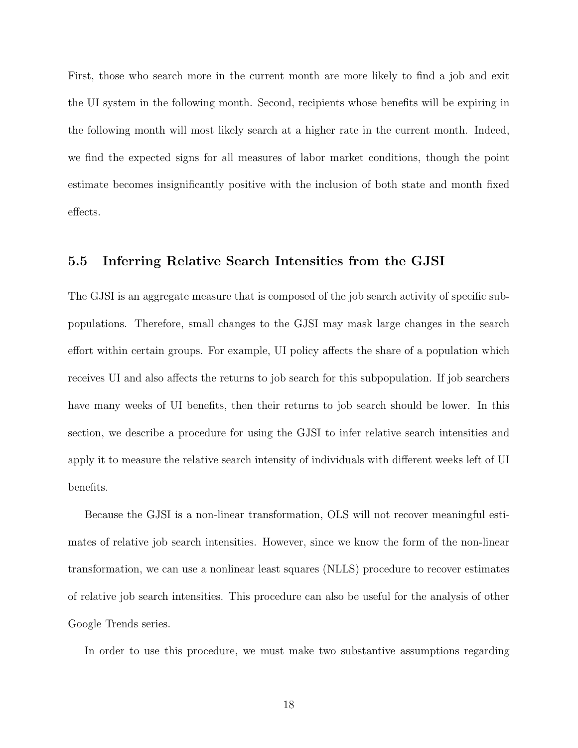First, those who search more in the current month are more likely to find a job and exit the UI system in the following month. Second, recipients whose benefits will be expiring in the following month will most likely search at a higher rate in the current month. Indeed, we find the expected signs for all measures of labor market conditions, though the point estimate becomes insignificantly positive with the inclusion of both state and month fixed effects.

### 5.5 Inferring Relative Search Intensities from the GJSI

The GJSI is an aggregate measure that is composed of the job search activity of specific subpopulations. Therefore, small changes to the GJSI may mask large changes in the search effort within certain groups. For example, UI policy affects the share of a population which receives UI and also affects the returns to job search for this subpopulation. If job searchers have many weeks of UI benefits, then their returns to job search should be lower. In this section, we describe a procedure for using the GJSI to infer relative search intensities and apply it to measure the relative search intensity of individuals with different weeks left of UI benefits.

Because the GJSI is a non-linear transformation, OLS will not recover meaningful estimates of relative job search intensities. However, since we know the form of the non-linear transformation, we can use a nonlinear least squares (NLLS) procedure to recover estimates of relative job search intensities. This procedure can also be useful for the analysis of other Google Trends series.

In order to use this procedure, we must make two substantive assumptions regarding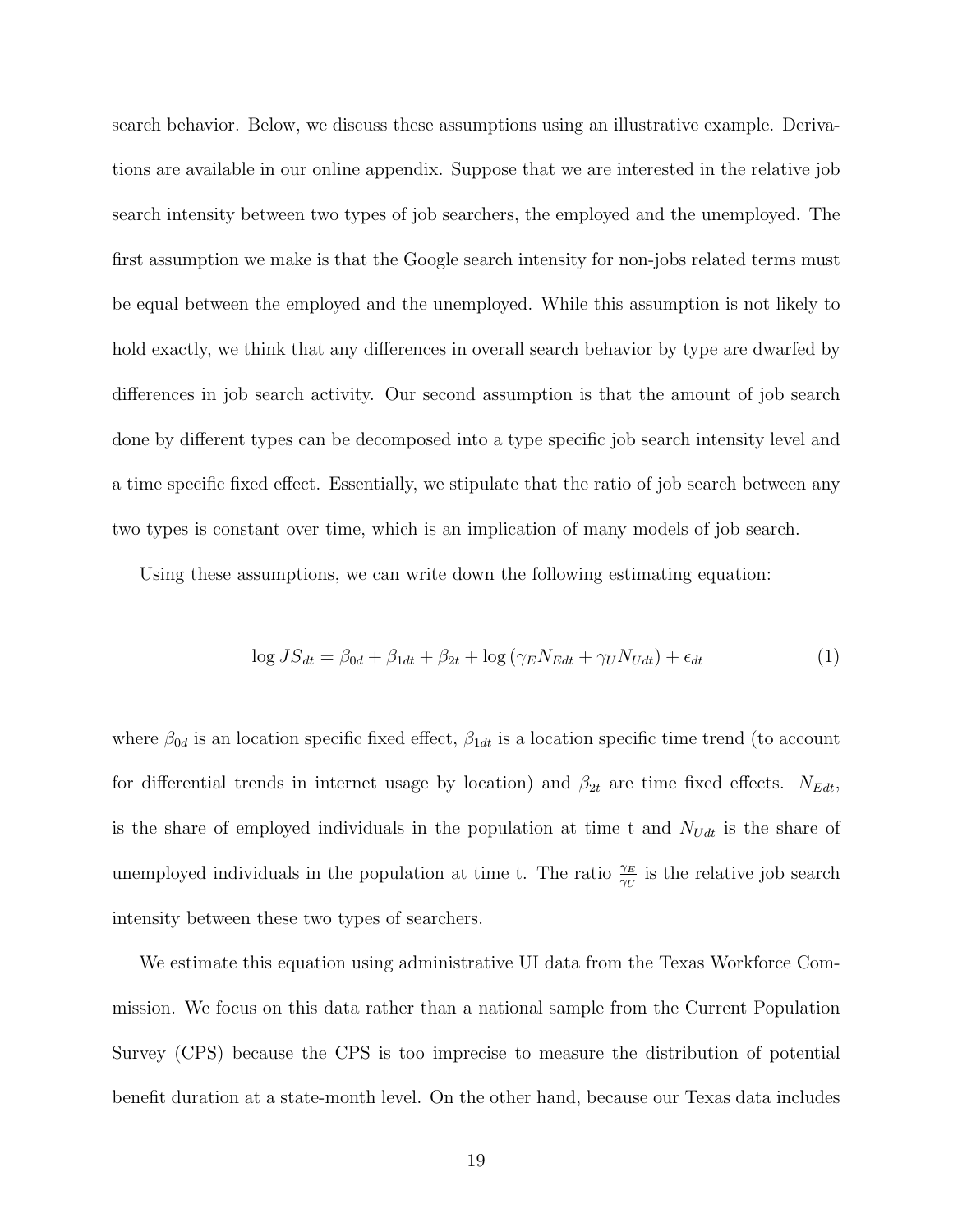search behavior. Below, we discuss these assumptions using an illustrative example. Derivations are available in our online appendix. Suppose that we are interested in the relative job search intensity between two types of job searchers, the employed and the unemployed. The first assumption we make is that the Google search intensity for non-jobs related terms must be equal between the employed and the unemployed. While this assumption is not likely to hold exactly, we think that any differences in overall search behavior by type are dwarfed by differences in job search activity. Our second assumption is that the amount of job search done by different types can be decomposed into a type specific job search intensity level and a time specific fixed effect. Essentially, we stipulate that the ratio of job search between any two types is constant over time, which is an implication of many models of job search.

Using these assumptions, we can write down the following estimating equation:

$$\log JS_{dt} = \beta_{0d} + \beta_{1dt} + \beta_{2t} + \log\left(\gamma_E N_{Edt} + \gamma_U N_{Udt}\right) + \epsilon_{dt} \tag{1}$$

where $\beta_{0d}$ is an location specific fixed effect, $\beta_{1dt}$ is a location specific time trend (to account for differential trends in internet usage by location) and $\beta_{2t}$ are time fixed effects. $N_{Edt}$, is the share of employed individuals in the population at time t and $N_{Udt}$ is the share of unemployed individuals in the population at time t. The ratio $\frac{\gamma_E}{\gamma_U}$ is the relative job search intensity between these two types of searchers.

We estimate this equation using administrative UI data from the Texas Workforce Commission. We focus on this data rather than a national sample from the Current Population Survey (CPS) because the CPS is too imprecise to measure the distribution of potential benefit duration at a state-month level. On the other hand, because our Texas data includes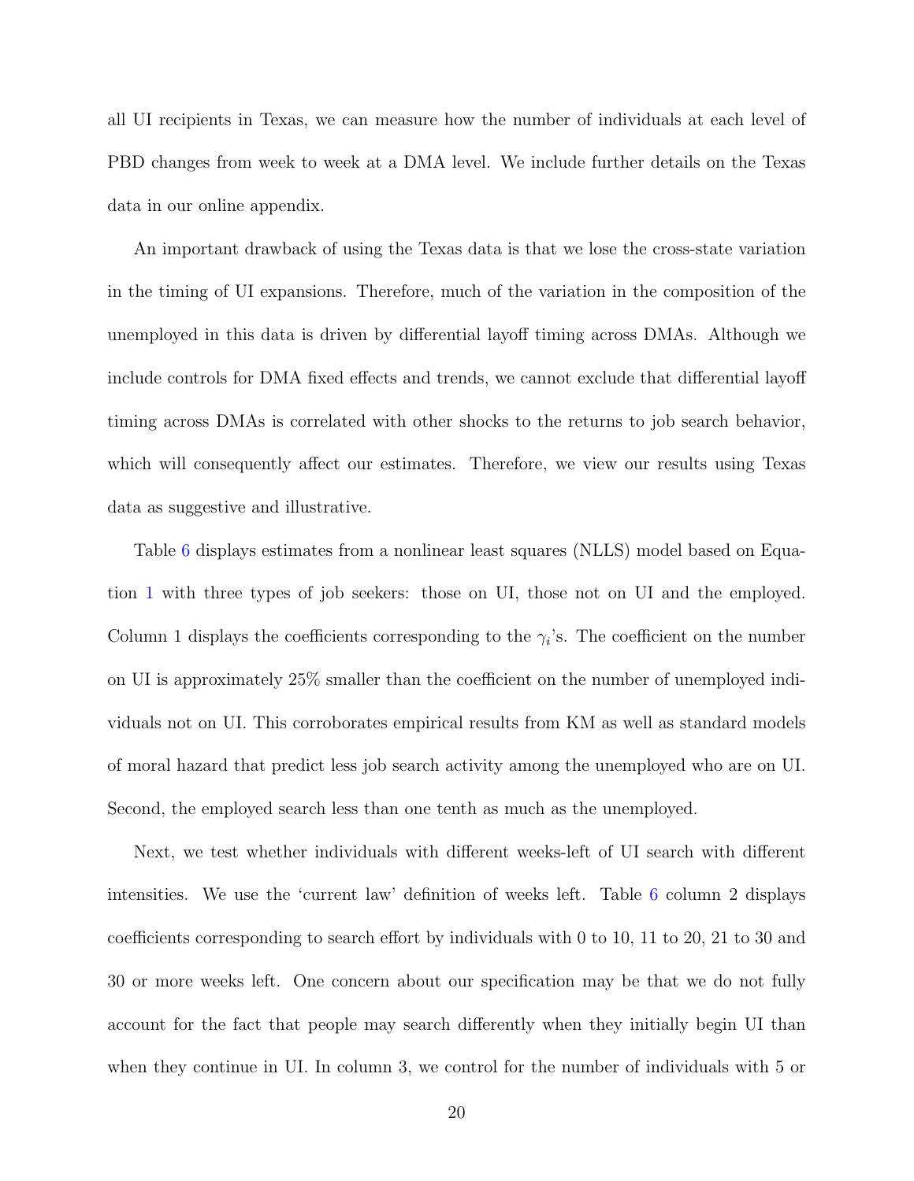all UI recipients in Texas, we can measure how the number of individuals at each level of PBD changes from week to week at a DMA level. We include further details on the Texas data in our online appendix.

An important drawback of using the Texas data is that we lose the cross-state variation in the timing of UI expansions. Therefore, much of the variation in the composition of the unemployed in this data is driven by differential layoff timing across DMAs. Although we include controls for DMA fixed effects and trends, we cannot exclude that differential layoff timing across DMAs is correlated with other shocks to the returns to job search behavior, which will consequently affect our estimates. Therefore, we view our results using Texas data as suggestive and illustrative.

Table 6 displays estimates from a nonlinear least squares (NLLS) model based on Equation 1 with three types of job seekers: those on UI, those not on UI and the employed. Column 1 displays the coefficients corresponding to the $\gamma_i$'s. The coefficient on the number on UI is approximately 25% smaller than the coefficient on the number of unemployed individuals not on UI. This corroborates empirical results from KM as well as standard models of moral hazard that predict less job search activity among the unemployed who are on UI. Second, the employed search less than one tenth as much as the unemployed.

Next, we test whether individuals with different weeks-left of UI search with different intensities. We use the 'current law' definition of weeks left. Table 6 column 2 displays coefficients corresponding to search effort by individuals with 0 to 10, 11 to 20, 21 to 30 and 30 or more weeks left. One concern about our specification may be that we do not fully account for the fact that people may search differently when they initially begin UI than when they continue in UI. In column 3, we control for the number of individuals with 5 or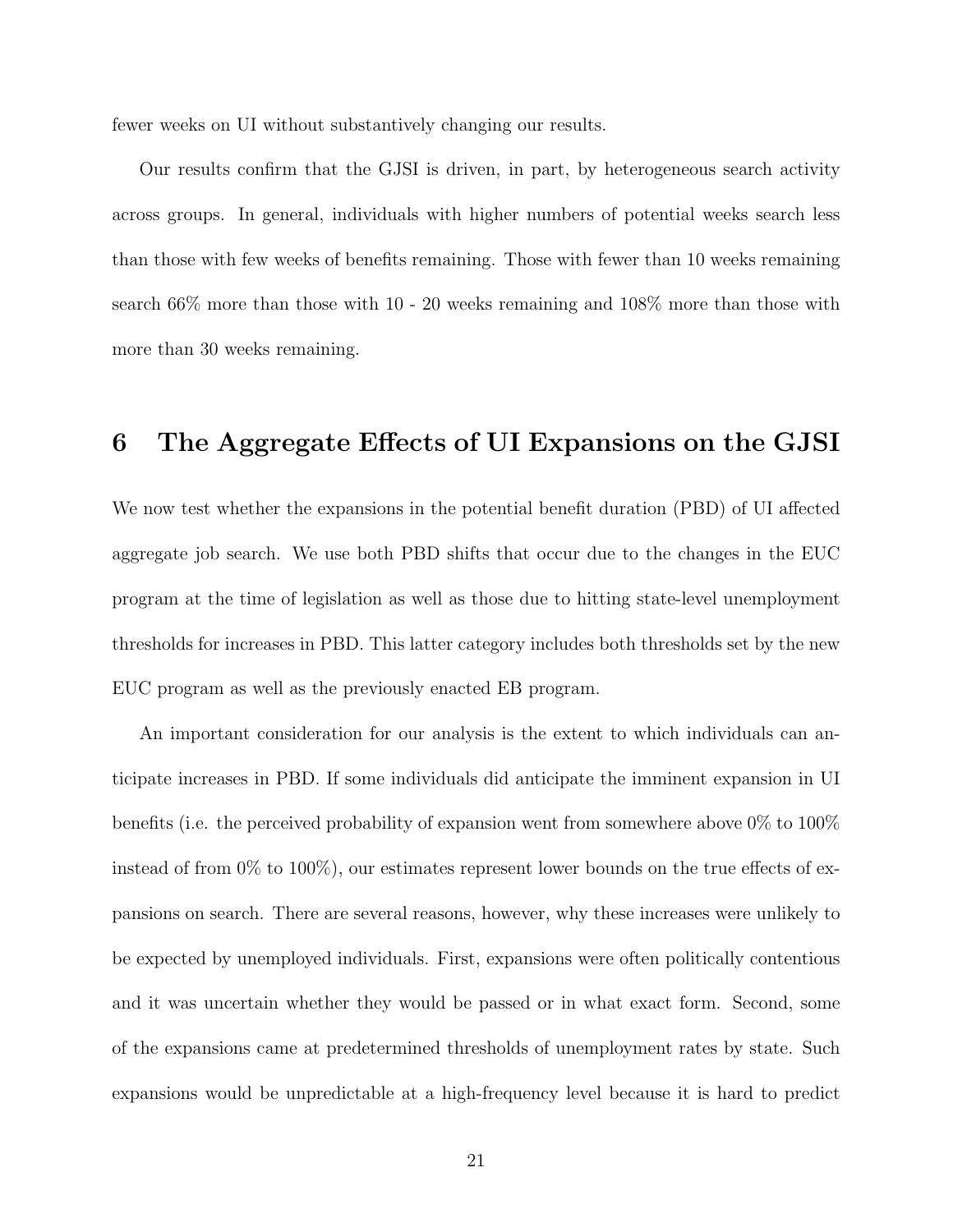fewer weeks on UI without substantively changing our results.

Our results confirm that the GJSI is driven, in part, by heterogeneous search activity across groups. In general, individuals with higher numbers of potential weeks search less than those with few weeks of benefits remaining. Those with fewer than 10 weeks remaining search 66% more than those with 10 - 20 weeks remaining and 108% more than those with more than 30 weeks remaining.

# 6 The Aggregate Effects of UI Expansions on the GJSI

We now test whether the expansions in the potential benefit duration (PBD) of UI affected aggregate job search. We use both PBD shifts that occur due to the changes in the EUC program at the time of legislation as well as those due to hitting state-level unemployment thresholds for increases in PBD. This latter category includes both thresholds set by the new EUC program as well as the previously enacted EB program.

An important consideration for our analysis is the extent to which individuals can anticipate increases in PBD. If some individuals did anticipate the imminent expansion in UI benefits (i.e. the perceived probability of expansion went from somewhere above 0% to 100% instead of from 0% to 100%), our estimates represent lower bounds on the true effects of expansions on search. There are several reasons, however, why these increases were unlikely to be expected by unemployed individuals. First, expansions were often politically contentious and it was uncertain whether they would be passed or in what exact form. Second, some of the expansions came at predetermined thresholds of unemployment rates by state. Such expansions would be unpredictable at a high-frequency level because it is hard to predict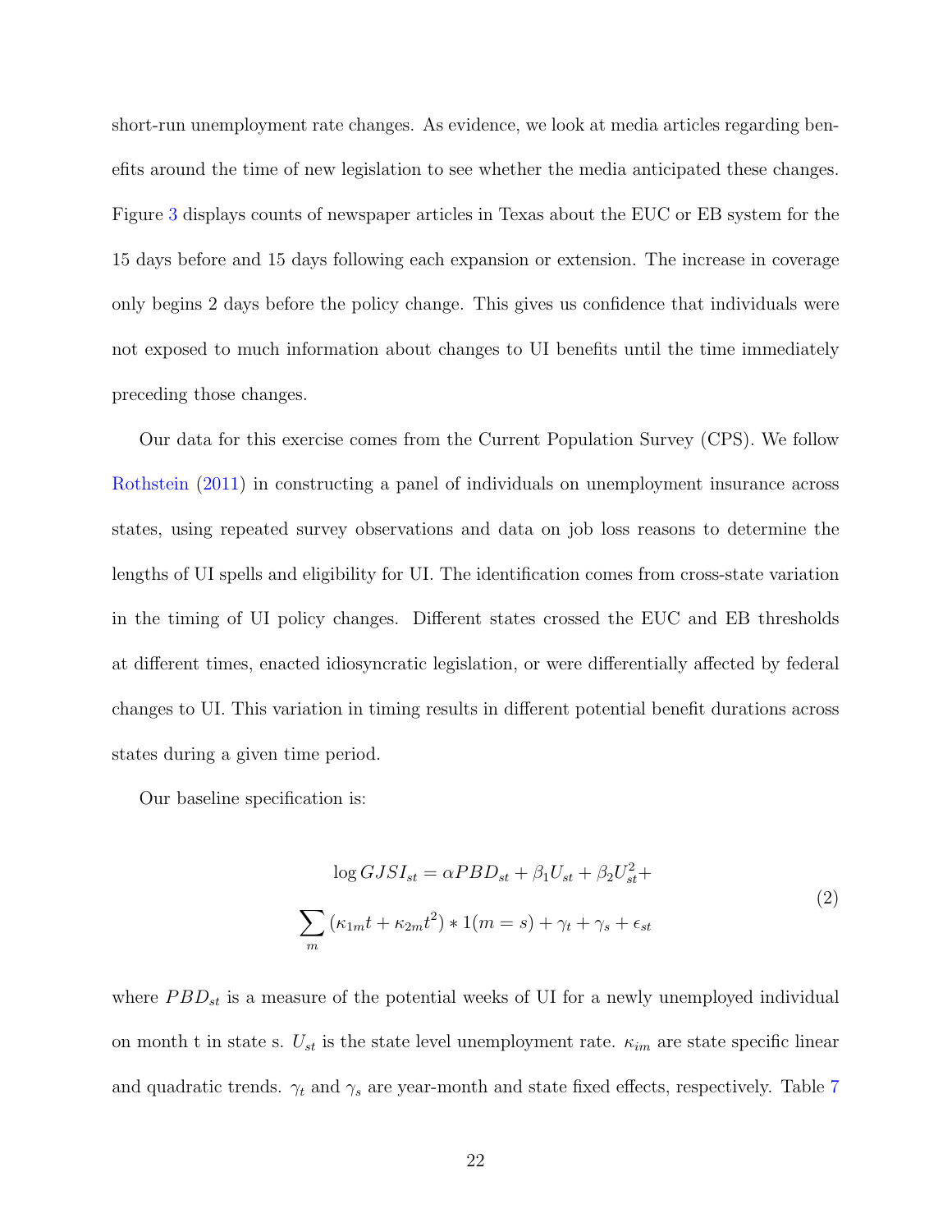short-run unemployment rate changes. As evidence, we look at media articles regarding benefits around the time of new legislation to see whether the media anticipated these changes. Figure 3 displays counts of newspaper articles in Texas about the EUC or EB system for the 15 days before and 15 days following each expansion or extension. The increase in coverage only begins 2 days before the policy change. This gives us confidence that individuals were not exposed to much information about changes to UI benefits until the time immediately preceding those changes.

Our data for this exercise comes from the Current Population Survey (CPS). We follow Rothstein (2011) in constructing a panel of individuals on unemployment insurance across states, using repeated survey observations and data on job loss reasons to determine the lengths of UI spells and eligibility for UI. The identification comes from cross-state variation in the timing of UI policy changes. Different states crossed the EUC and EB thresholds at different times, enacted idiosyncratic legislation, or were differentially affected by federal changes to UI. This variation in timing results in different potential benefit durations across states during a given time period.

Our baseline specification is:

$$\log GJSI_{st} = \alpha PBD_{st} + \beta_1 U_{st} + \beta_2 U_{st}^2 + \sum_m (\kappa_{1m} t + \kappa_{2m} t^2) * 1(m = s) + \gamma_t + \gamma_s + \epsilon_{st} \tag{2}$$

where $PBD_{st}$ is a measure of the potential weeks of UI for a newly unemployed individual on month t in state s. $U_{st}$ is the state level unemployment rate. $\kappa_{im}$ are state specific linear and quadratic trends. $\gamma_t$ and $\gamma_s$ are year-month and state fixed effects, respectively. Table 7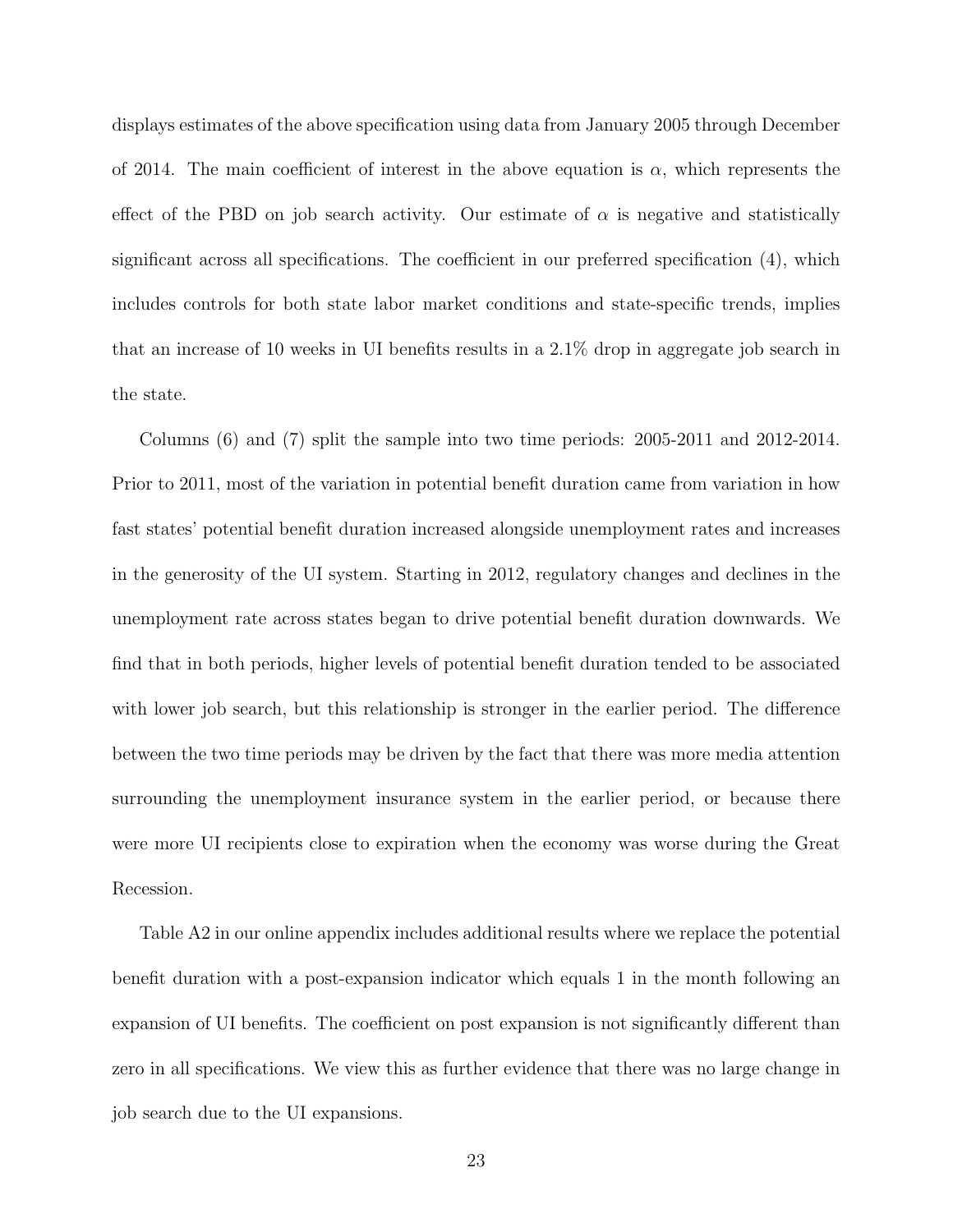displays estimates of the above specification using data from January 2005 through December of 2014. The main coefficient of interest in the above equation is $\alpha$, which represents the effect of the PBD on job search activity. Our estimate of $\alpha$ is negative and statistically significant across all specifications. The coefficient in our preferred specification (4), which includes controls for both state labor market conditions and state-specific trends, implies that an increase of 10 weeks in UI benefits results in a 2.1% drop in aggregate job search in the state.

Columns (6) and (7) split the sample into two time periods: 2005-2011 and 2012-2014. Prior to 2011, most of the variation in potential benefit duration came from variation in how fast states' potential benefit duration increased alongside unemployment rates and increases in the generosity of the UI system. Starting in 2012, regulatory changes and declines in the unemployment rate across states began to drive potential benefit duration downwards. We find that in both periods, higher levels of potential benefit duration tended to be associated with lower job search, but this relationship is stronger in the earlier period. The difference between the two time periods may be driven by the fact that there was more media attention surrounding the unemployment insurance system in the earlier period, or because there were more UI recipients close to expiration when the economy was worse during the Great Recession.

Table A2 in our online appendix includes additional results where we replace the potential benefit duration with a post-expansion indicator which equals 1 in the month following an expansion of UI benefits. The coefficient on post expansion is not significantly different than zero in all specifications. We view this as further evidence that there was no large change in job search due to the UI expansions.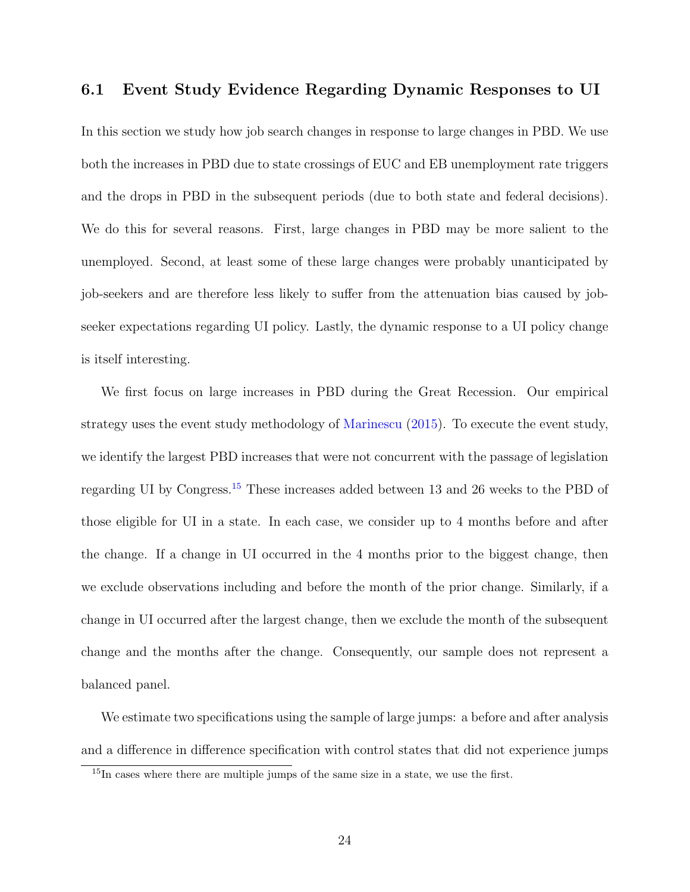### 6.1 Event Study Evidence Regarding Dynamic Responses to UI

In this section we study how job search changes in response to large changes in PBD. We use both the increases in PBD due to state crossings of EUC and EB unemployment rate triggers and the drops in PBD in the subsequent periods (due to both state and federal decisions). We do this for several reasons. First, large changes in PBD may be more salient to the unemployed. Second, at least some of these large changes were probably unanticipated by job-seekers and are therefore less likely to suffer from the attenuation bias caused by job-seeker expectations regarding UI policy. Lastly, the dynamic response to a UI policy change is itself interesting.

We first focus on large increases in PBD during the Great Recession. Our empirical strategy uses the event study methodology of Marinescu (2015). To execute the event study, we identify the largest PBD increases that were not concurrent with the passage of legislation regarding UI by Congress.[15] These increases added between 13 and 26 weeks to the PBD of those eligible for UI in a state. In each case, we consider up to 4 months before and after the change. If a change in UI occurred in the 4 months prior to the biggest change, then we exclude observations including and before the month of the prior change. Similarly, if a change in UI occurred after the largest change, then we exclude the month of the subsequent change and the months after the change. Consequently, our sample does not represent a balanced panel.

We estimate two specifications using the sample of large jumps: a before and after analysis and a difference in difference specification with control states that did not experience jumps

[15] In cases where there are multiple jumps of the same size in a state, we use the first.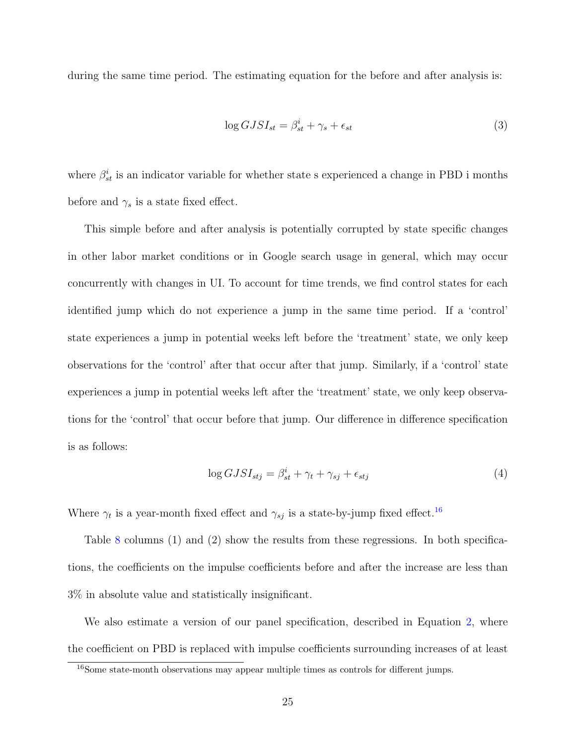during the same time period. The estimating equation for the before and after analysis is:

$$\log GJSI_{st} = \beta^i_{st} + \gamma_s + \epsilon_{st} \tag{3}$$

where $\beta^i_{st}$ is an indicator variable for whether state s experienced a change in PBD i months before and $\gamma_s$ is a state fixed effect.

This simple before and after analysis is potentially corrupted by state specific changes in other labor market conditions or in Google search usage in general, which may occur concurrently with changes in UI. To account for time trends, we find control states for each identified jump which do not experience a jump in the same time period. If a 'control' state experiences a jump in potential weeks left before the 'treatment' state, we only keep observations for the 'control' after that occur after that jump. Similarly, if a 'control' state experiences a jump in potential weeks left after the 'treatment' state, we only keep observations for the 'control' that occur before that jump. Our difference in difference specification is as follows:

$$\log GJSI_{stj} = \beta^i_{st} + \gamma_t + \gamma_{sj} + \epsilon_{stj} \tag{4}$$

Where $\gamma_t$ is a year-month fixed effect and $\gamma_{sj}$ is a state-by-jump fixed effect.[16]

Table 8 columns (1) and (2) show the results from these regressions. In both specifications, the coefficients on the impulse coefficients before and after the increase are less than 3% in absolute value and statistically insignificant.

We also estimate a version of our panel specification, described in Equation 2, where the coefficient on PBD is replaced with impulse coefficients surrounding increases of at least

[16] Some state-month observations may appear multiple times as controls for different jumps.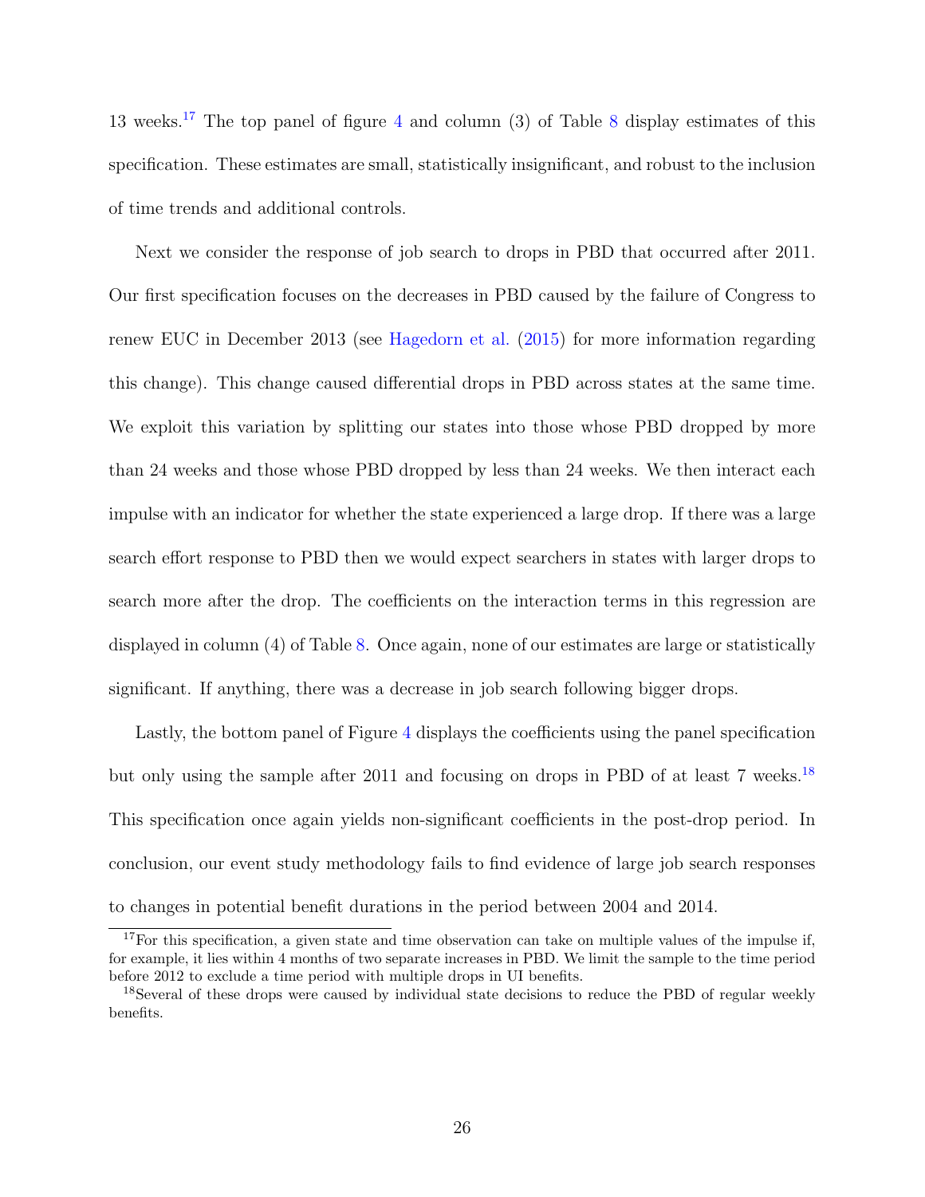13 weeks.[17] The top panel of figure 4 and column (3) of Table 8 display estimates of this specification. These estimates are small, statistically insignificant, and robust to the inclusion of time trends and additional controls.

Next we consider the response of job search to drops in PBD that occurred after 2011. Our first specification focuses on the decreases in PBD caused by the failure of Congress to renew EUC in December 2013 (see Hagedorn et al. (2015) for more information regarding this change). This change caused differential drops in PBD across states at the same time. We exploit this variation by splitting our states into those whose PBD dropped by more than 24 weeks and those whose PBD dropped by less than 24 weeks. We then interact each impulse with an indicator for whether the state experienced a large drop. If there was a large search effort response to PBD then we would expect searchers in states with larger drops to search more after the drop. The coefficients on the interaction terms in this regression are displayed in column (4) of Table 8. Once again, none of our estimates are large or statistically significant. If anything, there was a decrease in job search following bigger drops.

Lastly, the bottom panel of Figure 4 displays the coefficients using the panel specification but only using the sample after 2011 and focusing on drops in PBD of at least 7 weeks.[18] This specification once again yields non-significant coefficients in the post-drop period. In conclusion, our event study methodology fails to find evidence of large job search responses to changes in potential benefit durations in the period between 2004 and 2014.

[17] For this specification, a given state and time observation can take on multiple values of the impulse if, for example, it lies within 4 months of two separate increases in PBD. We limit the sample to the time period before 2012 to exclude a time period with multiple drops in UI benefits.

[18] Several of these drops were caused by individual state decisions to reduce the PBD of regular weekly benefits.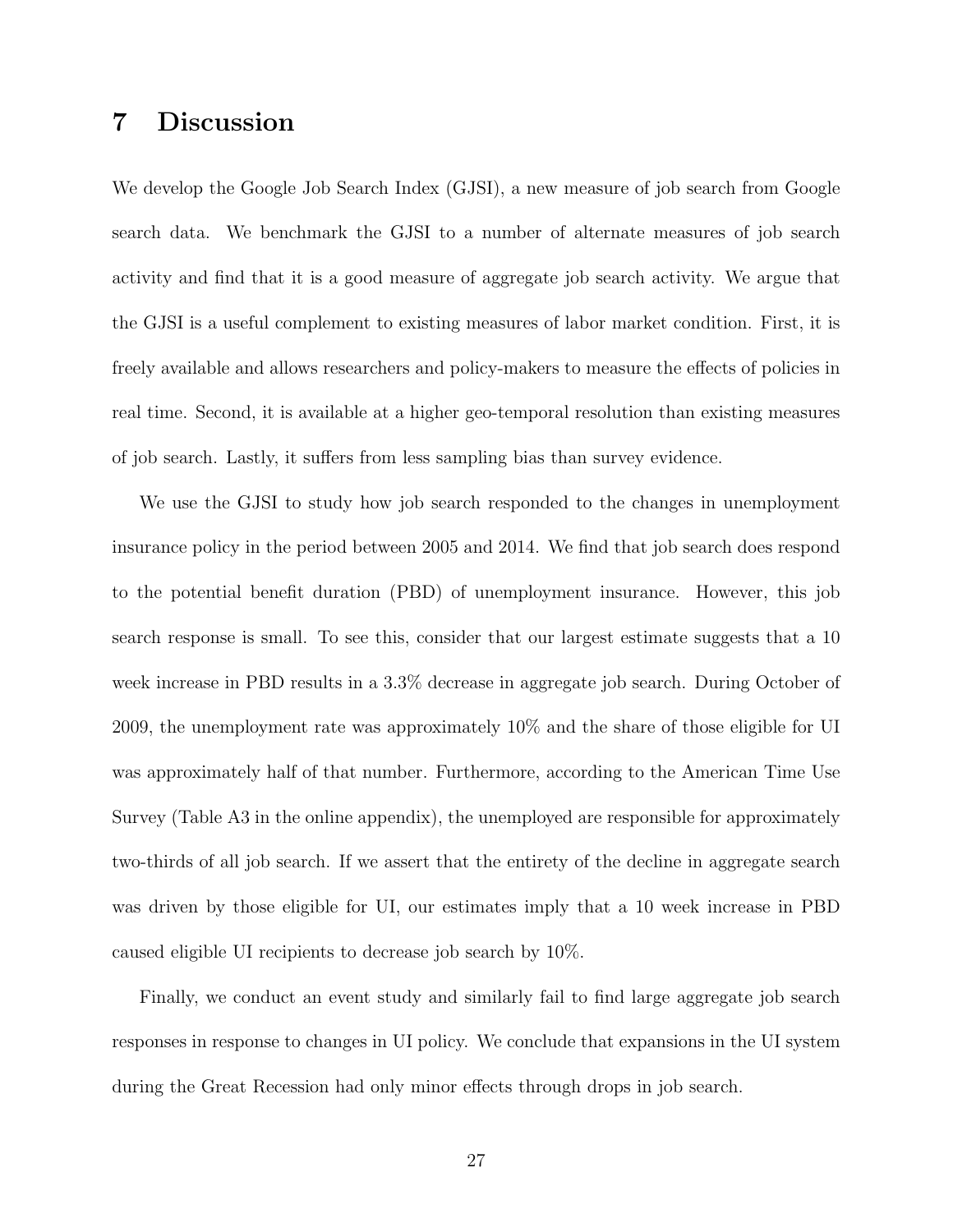# 7 Discussion

We develop the Google Job Search Index (GJSI), a new measure of job search from Google search data. We benchmark the GJSI to a number of alternate measures of job search activity and find that it is a good measure of aggregate job search activity. We argue that the GJSI is a useful complement to existing measures of labor market condition. First, it is freely available and allows researchers and policy-makers to measure the effects of policies in real time. Second, it is available at a higher geo-temporal resolution than existing measures of job search. Lastly, it suffers from less sampling bias than survey evidence.

We use the GJSI to study how job search responded to the changes in unemployment insurance policy in the period between 2005 and 2014. We find that job search does respond to the potential benefit duration (PBD) of unemployment insurance. However, this job search response is small. To see this, consider that our largest estimate suggests that a 10 week increase in PBD results in a 3.3% decrease in aggregate job search. During October of 2009, the unemployment rate was approximately 10% and the share of those eligible for UI was approximately half of that number. Furthermore, according to the American Time Use Survey (Table A3 in the online appendix), the unemployed are responsible for approximately two-thirds of all job search. If we assert that the entirety of the decline in aggregate search was driven by those eligible for UI, our estimates imply that a 10 week increase in PBD caused eligible UI recipients to decrease job search by 10%.

Finally, we conduct an event study and similarly fail to find large aggregate job search responses in response to changes in UI policy. We conclude that expansions in the UI system during the Great Recession had only minor effects through drops in job search.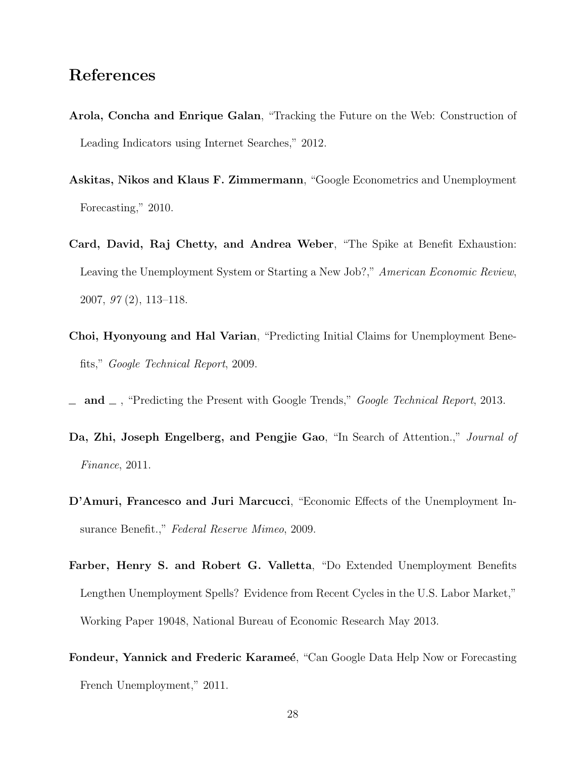# References

**Arola, Concha and Enrique Galan**, "Tracking the Future on the Web: Construction of Leading Indicators using Internet Searches," 2012.

**Askitas, Nikos and Klaus F. Zimmermann**, "Google Econometrics and Unemployment Forecasting," 2010.

**Card, David, Raj Chetty, and Andrea Weber**, "The Spike at Benefit Exhaustion: Leaving the Unemployment System or Starting a New Job?," *American Economic Review*, 2007, *97* (2), 113–118.

**Choi, Hyonyoung and Hal Varian**, "Predicting Initial Claims for Unemployment Benefits," *Google Technical Report*, 2009.

**_ and _** , "Predicting the Present with Google Trends," *Google Technical Report*, 2013.

**Da, Zhi, Joseph Engelberg, and Pengjie Gao**, "In Search of Attention.," *Journal of Finance*, 2011.

**D'Amuri, Francesco and Juri Marcucci**, "Economic Effects of the Unemployment Insurance Benefit.," *Federal Reserve Mimeo*, 2009.

**Farber, Henry S. and Robert G. Valletta**, "Do Extended Unemployment Benefits Lengthen Unemployment Spells? Evidence from Recent Cycles in the U.S. Labor Market," Working Paper 19048, National Bureau of Economic Research May 2013.

**Fondeur, Yannick and Frederic Karameé**, "Can Google Data Help Now or Forecasting French Unemployment," 2011.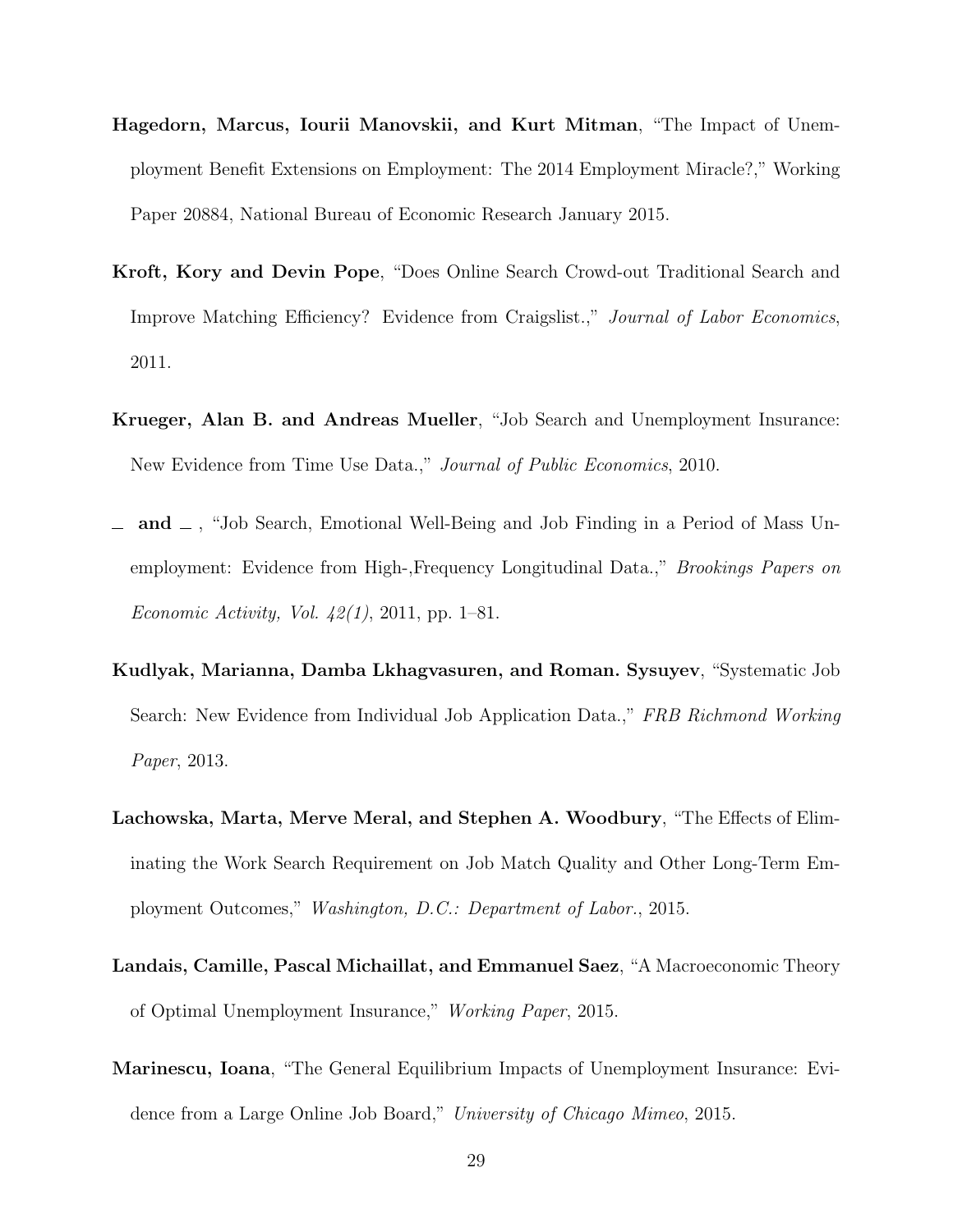**Hagedorn, Marcus, Iourii Manovskii, and Kurt Mitman**, "The Impact of Unemployment Benefit Extensions on Employment: The 2014 Employment Miracle?," Working Paper 20884, National Bureau of Economic Research January 2015.

**Kroft, Kory and Devin Pope**, "Does Online Search Crowd-out Traditional Search and Improve Matching Efficiency? Evidence from Craigslist.," *Journal of Labor Economics*, 2011.

**Krueger, Alan B. and Andreas Mueller**, "Job Search and Unemployment Insurance: New Evidence from Time Use Data.," *Journal of Public Economics*, 2010.

**_ and _** , "Job Search, Emotional Well-Being and Job Finding in a Period of Mass Unemployment: Evidence from High-,Frequency Longitudinal Data.," *Brookings Papers on Economic Activity, Vol. 42(1)*, 2011, pp. 1–81.

**Kudlyak, Marianna, Damba Lkhagvasuren, and Roman. Sysuyev**, "Systematic Job Search: New Evidence from Individual Job Application Data.," *FRB Richmond Working Paper*, 2013.

**Lachowska, Marta, Merve Meral, and Stephen A. Woodbury**, "The Effects of Eliminating the Work Search Requirement on Job Match Quality and Other Long-Term Employment Outcomes," *Washington, D.C.: Department of Labor.*, 2015.

**Landais, Camille, Pascal Michaillat, and Emmanuel Saez**, "A Macroeconomic Theory of Optimal Unemployment Insurance," *Working Paper*, 2015.

**Marinescu, Ioana**, "The General Equilibrium Impacts of Unemployment Insurance: Evidence from a Large Online Job Board," *University of Chicago Mimeo*, 2015.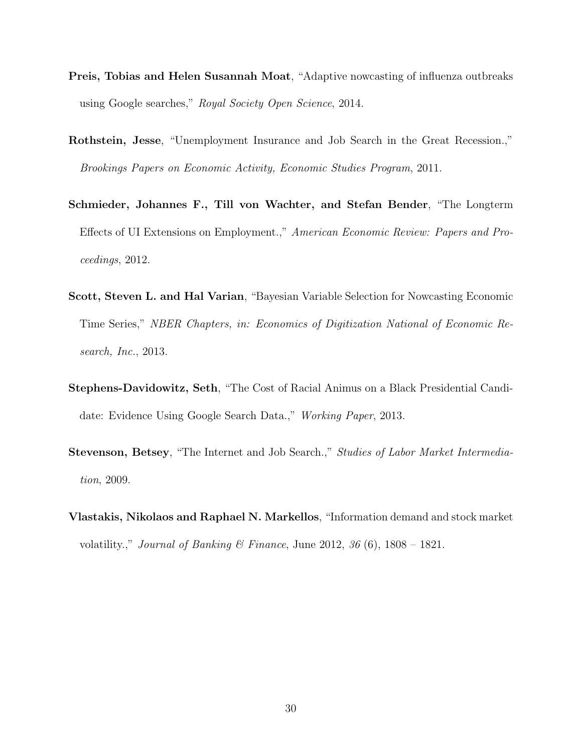**Preis, Tobias and Helen Susannah Moat**, "Adaptive nowcasting of influenza outbreaks using Google searches," *Royal Society Open Science*, 2014.

**Rothstein, Jesse**, "Unemployment Insurance and Job Search in the Great Recession.," *Brookings Papers on Economic Activity, Economic Studies Program*, 2011.

**Schmieder, Johannes F., Till von Wachter, and Stefan Bender**, "The Longterm Effects of UI Extensions on Employment.," *American Economic Review: Papers and Proceedings*, 2012.

**Scott, Steven L. and Hal Varian**, "Bayesian Variable Selection for Nowcasting Economic Time Series," *NBER Chapters, in: Economics of Digitization National of Economic Research, Inc.*, 2013.

**Stephens-Davidowitz, Seth**, "The Cost of Racial Animus on a Black Presidential Candidate: Evidence Using Google Search Data.," *Working Paper*, 2013.

**Stevenson, Betsey**, "The Internet and Job Search.," *Studies of Labor Market Intermediation*, 2009.

**Vlastakis, Nikolaos and Raphael N. Markellos**, "Information demand and stock market volatility.," *Journal of Banking & Finance*, June 2012, *36* (6), 1808 – 1821.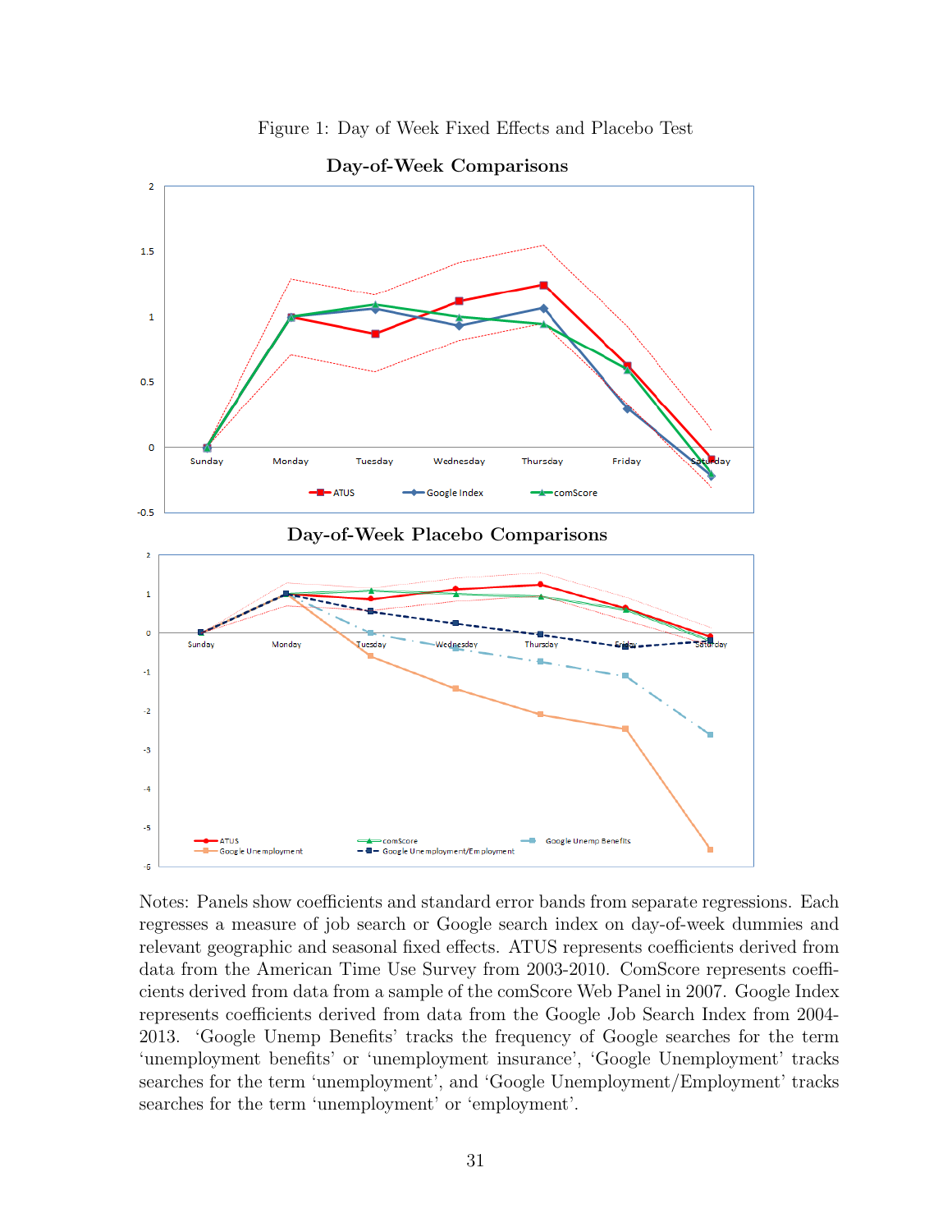Figure 1: Day of Week Fixed Effects and Placebo Test

Notes: Panels show coefficients and standard error bands from separate regressions. Each regresses a measure of job search or Google search index on day-of-week dummies and relevant geographic and seasonal fixed effects. ATUS represents coefficients derived from data from the American Time Use Survey from 2003-2010. ComScore represents coefficients derived from data from a sample of the comScore Web Panel in 2007. Google Index represents coefficients derived from data from the Google Job Search Index from 2004-2013. 'Google Unemp Benefits' tracks the frequency of Google searches for the term 'unemployment benefits' or 'unemployment insurance', 'Google Unemployment' tracks searches for the term 'unemployment', and 'Google Unemployment/Employment' tracks searches for the term 'unemployment' or 'employment'.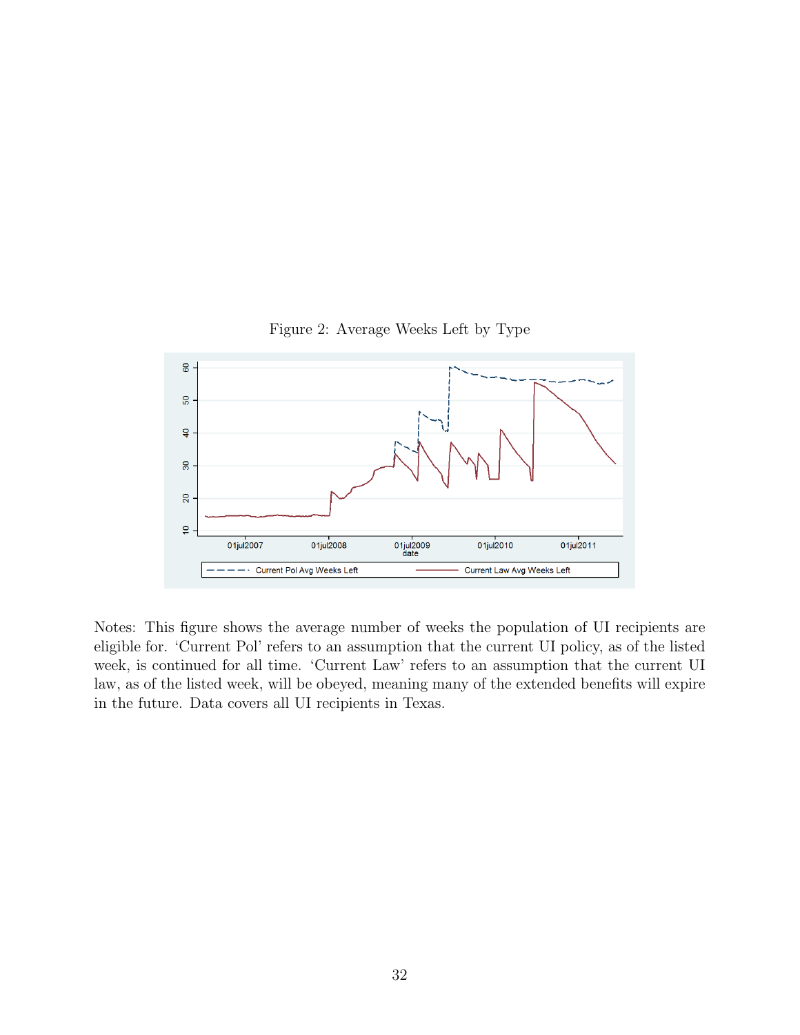Figure 2: Average Weeks Left by Type

Notes: This figure shows the average number of weeks the population of UI recipients are eligible for. 'Current Pol' refers to an assumption that the current UI policy, as of the listed week, is continued for all time. 'Current Law' refers to an assumption that the current UI law, as of the listed week, will be obeyed, meaning many of the extended benefits will expire in the future. Data covers all UI recipients in Texas.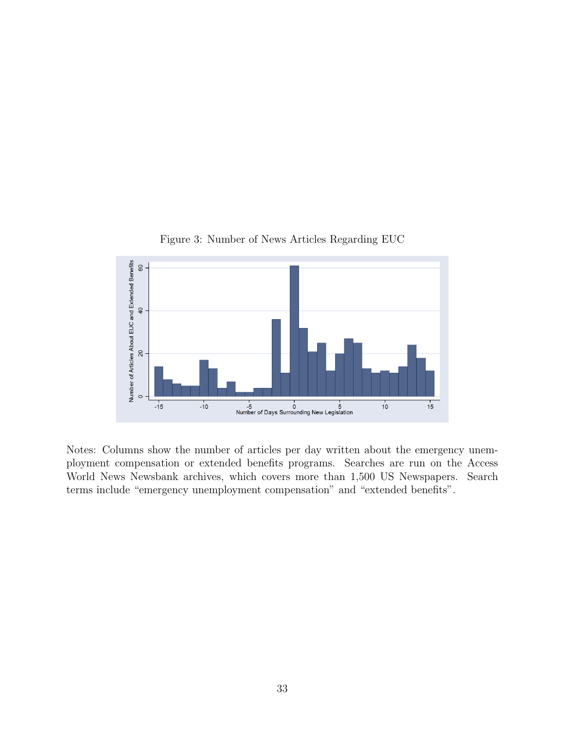Figure 3: Number of News Articles Regarding EUC

Notes: Columns show the number of articles per day written about the emergency unemployment compensation or extended benefits programs. Searches are run on the Access World News Newsbank archives, which covers more than 1,500 US Newspapers. Search terms include “emergency unemployment compensation” and “extended benefits”.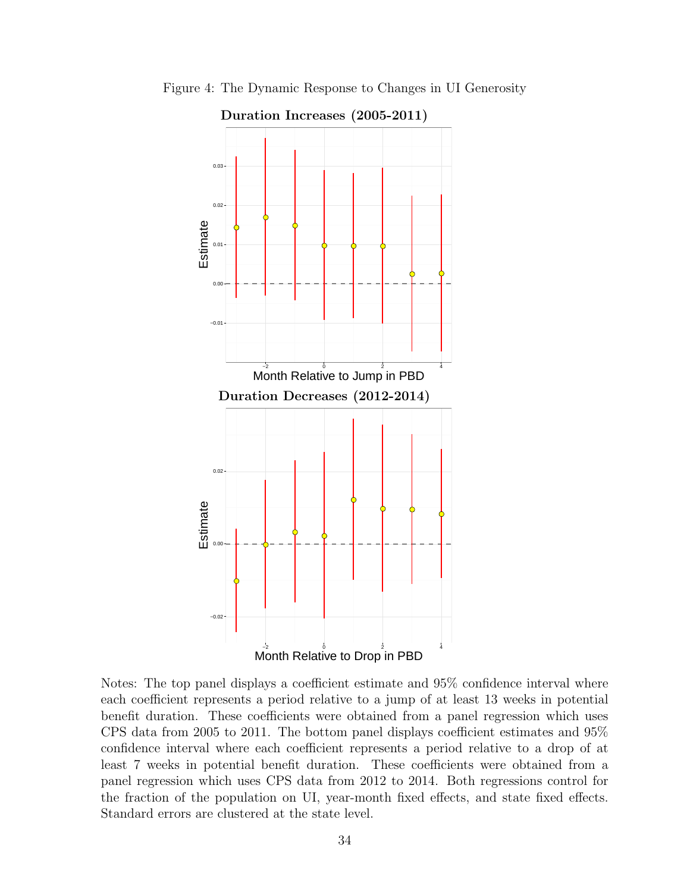Figure 4: The Dynamic Response to Changes in UI Generosity

Notes: The top panel displays a coefficient estimate and 95% confidence interval where each coefficient represents a period relative to a jump of at least 13 weeks in potential benefit duration. These coefficients were obtained from a panel regression which uses CPS data from 2005 to 2011. The bottom panel displays coefficient estimates and 95% confidence interval where each coefficient represents a period relative to a drop of at least 7 weeks in potential benefit duration. These coefficients were obtained from a panel regression which uses CPS data from 2012 to 2014. Both regressions control for the fraction of the population on UI, year-month fixed effects, and state fixed effects. Standard errors are clustered at the state level.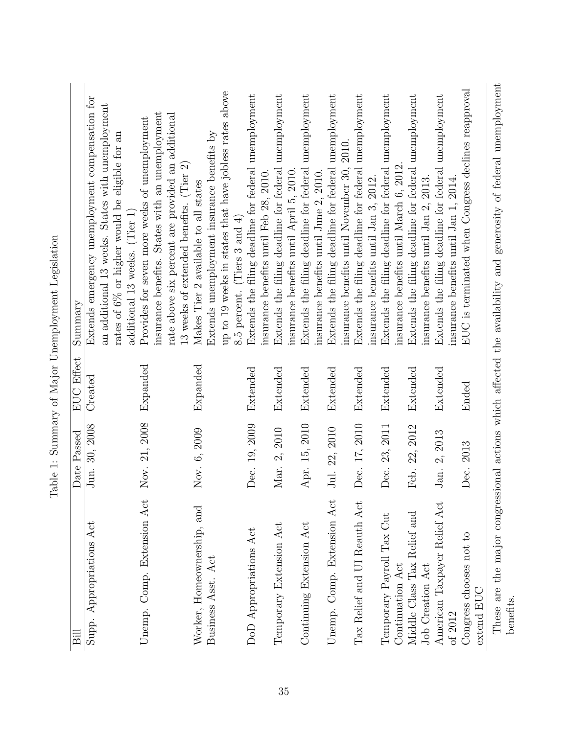Table 1: Summary of Major Unemployment Legislation

| Bill | Date Passed | EUC Effect | Summary |
|---|---|---|---|
| Supp. Appropriations Act | Jun. 30, 2008 | Created | Extends emergency unemployment compensation for an additional 13 weeks. States with unemployment rates of 6% or higher would be eligible for an additional 13 weeks. (Tier 1) |
| Unemp. Comp. Extension Act | Nov. 21, 2008 | Expanded | Provides for seven more weeks of unemployment insurance benefits. States with an unemployment rate above six percent are provided an additional 13 weeks of extended benefits. (Tier 2) |
| Worker, Homeownership, and Business Asst. Act | Nov. 6, 2009 | Expanded | Makes Tier 2 available to all states<br>Extends unemployment insurance benefits by up to 19 weeks in states that have jobless rates above 8.5 percent. (Tiers 3 and 4) |
| DoD Appropriations Act | Dec. 19, 2009 | Extended | Extends the filing deadline for federal unemployment insurance benefits until Feb 28, 2010. |
| Temporary Extension Act | Mar. 2, 2010 | Extended | Extends the filing deadline for federal unemployment insurance benefits until April 5, 2010. |
| Continuing Extension Act | Apr. 15, 2010 | Extended | Extends the filing deadline for federal unemployment insurance benefits until June 2, 2010. |
| Unemp. Comp. Extension Act | Jul. 22, 2010 | Extended | Extends the filing deadline for federal unemployment insurance benefits until November 30, 2010. |
| Tax Relief and UI Reauth Act | Dec. 17, 2010 | Extended | Extends the filing deadline for federal unemployment insurance benefits until Jan 3, 2012. |
| Temporary Payroll Tax Cut Continuation Act | Dec. 23, 2011 | Extended | Extends the filing deadline for federal unemployment insurance benefits until March 6, 2012. |
| Middle Class Tax Relief and Job Creation Act | Feb. 22, 2012 | Extended | Extends the filing deadline for federal unemployment insurance benefits until Jan 2, 2013. |
| American Taxpayer Relief Act of 2012 | Jan. 2, 2013 | Extended | Extends the filing deadline for federal unemployment insurance benefits until Jan 1, 2014. |
| Congress chooses not to extend EUC | Dec. 2013 | Ended | EUC is terminated when Congress declines reapproval |

These are the major congressional actions which affected the availability and generosity of federal unemployment benefits.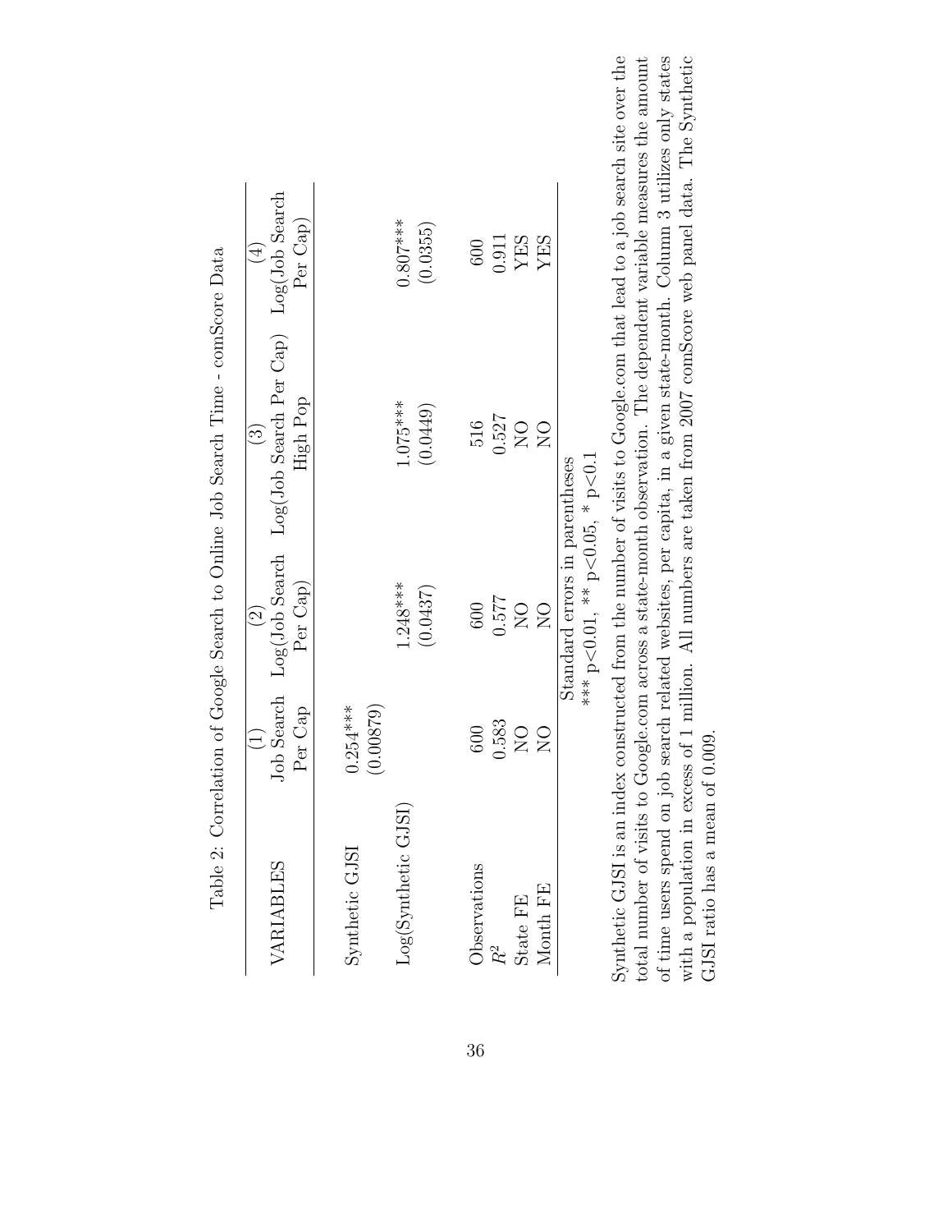Table 2: Correlation of Google Search to Online Job Search Time - comScore Data

| VARIABLES | (1) Job Search Per Cap | (2) Log(Job Search Per Cap) | (3) Log(Job Search Per Cap) High Pop | (4) Log(Job Search Per Cap) |
|---|---|---|---|---|
| Synthetic GJSI | 0.254*** | | | |
| | (0.00879) | | | |
| Log(Synthetic GJSI) | | 1.248*** | 1.075*** | 0.807*** |
| | | (0.0437) | (0.0449) | (0.0355) |
| Observations | 600 | 600 | 516 | 600 |
| $R^2$ | 0.583 | 0.577 | 0.527 | 0.911 |
| State FE | NO | NO | NO | YES |
| Month FE | NO | NO | NO | YES |

Standard errors in parentheses
*** $p<0.01$, ** $p<0.05$, * $p<0.1$

Synthetic GJSI is an index constructed from the number of visits to Google.com that lead to a job search site over the total number of visits to Google.com across a state-month observation. The dependent variable measures the amount of time users spend on job search related websites, per capita, in a given state-month. Column 3 utilizes only states with a population in excess of 1 million. All numbers are taken from 2007 comScore web panel data. The Synthetic GJSI ratio has a mean of 0.009.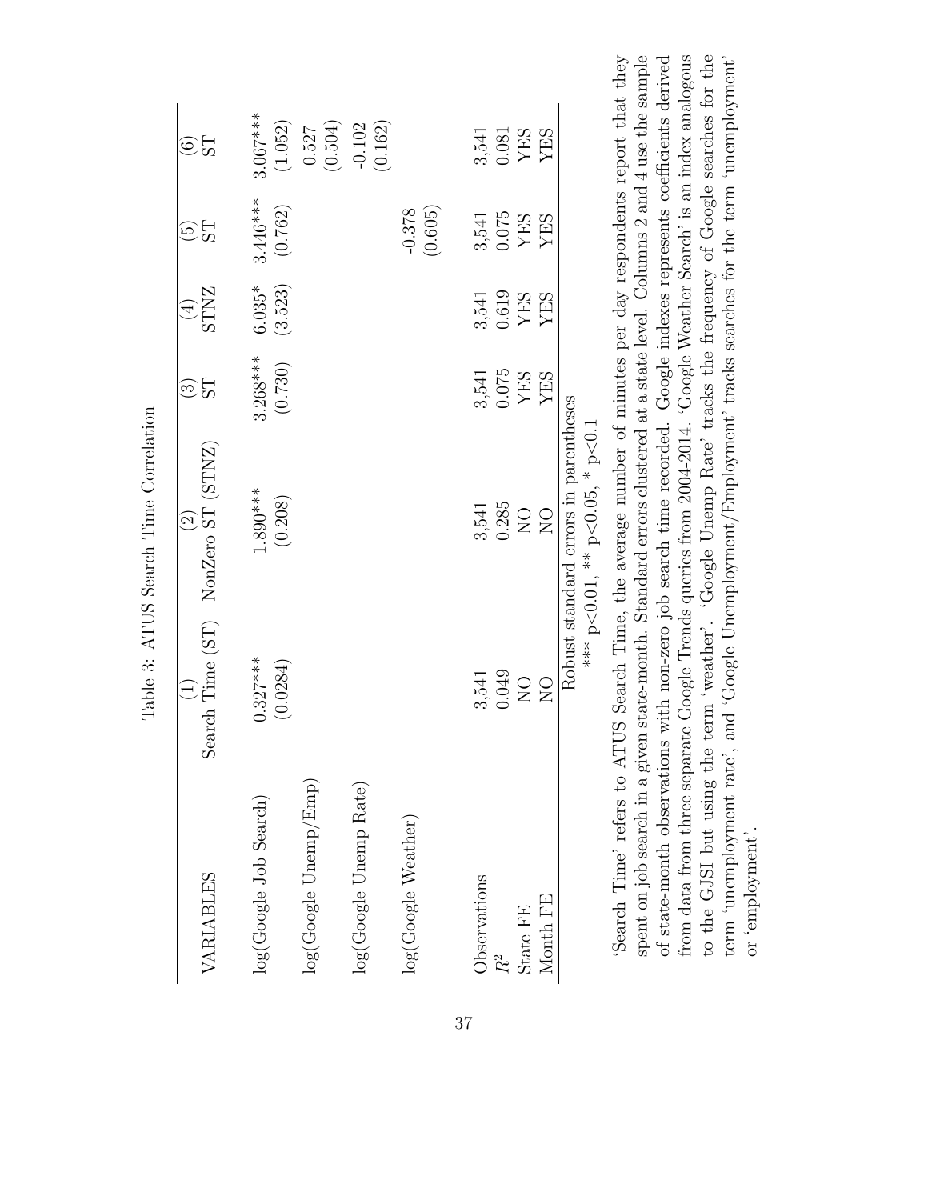Table 3: ATUS Search Time Correlation

| VARIABLES | (1) Search Time (ST) | (2) NonZero ST (STNZ) | (3) ST | (4) STNZ | (5) ST | (6) ST |
|---|---|---|---|---|---|---|
| log(Google Job Search) | 0.327*** | 1.890*** | 3.268*** | 6.035* | 3.446*** | 3.067*** |
| | (0.0284) | (0.208) | (0.730) | (3.523) | (0.762) | (1.052) |
| log(Google Unemp/Emp) | | | | | | 0.527 |
| | | | | | | (0.504) |
| log(Google Unemp Rate) | | | | | | -0.102 |
| | | | | | | (0.162) |
| log(Google Weather) | | | | | -0.378 | |
| | | | | | (0.605) | |
| Observations | 3,541 | 3,541 | 3,541 | 3,541 | 3,541 | 3,541 |
| $R^2$ | 0.049 | 0.285 | 0.075 | 0.619 | 0.075 | 0.081 |
| State FE | NO | NO | YES | YES | YES | YES |
| Month FE | NO | NO | YES | YES | YES | YES |

Robust standard errors in parentheses

*** $p<0.01$, ** $p<0.05$, * $p<0.1$

'Search Time' refers to ATUS Search Time, the average number of minutes per day respondents report that they spent on job search in a given state-month. Standard errors clustered at a state level. Columns 2 and 4 use the sample of state-month observations with non-zero job search time recorded. Google indexes represents coefficients derived from data from three separate Google Trends queries from 2004-2014. 'Google Weather Search' is an index analogous to the GJSI but using the term 'weather'. 'Google Unemp Rate' tracks the frequency of Google searches for the term 'unemployment rate', and 'Google Unemployment/Employment' tracks searches for the term 'unemployment' or 'employment'.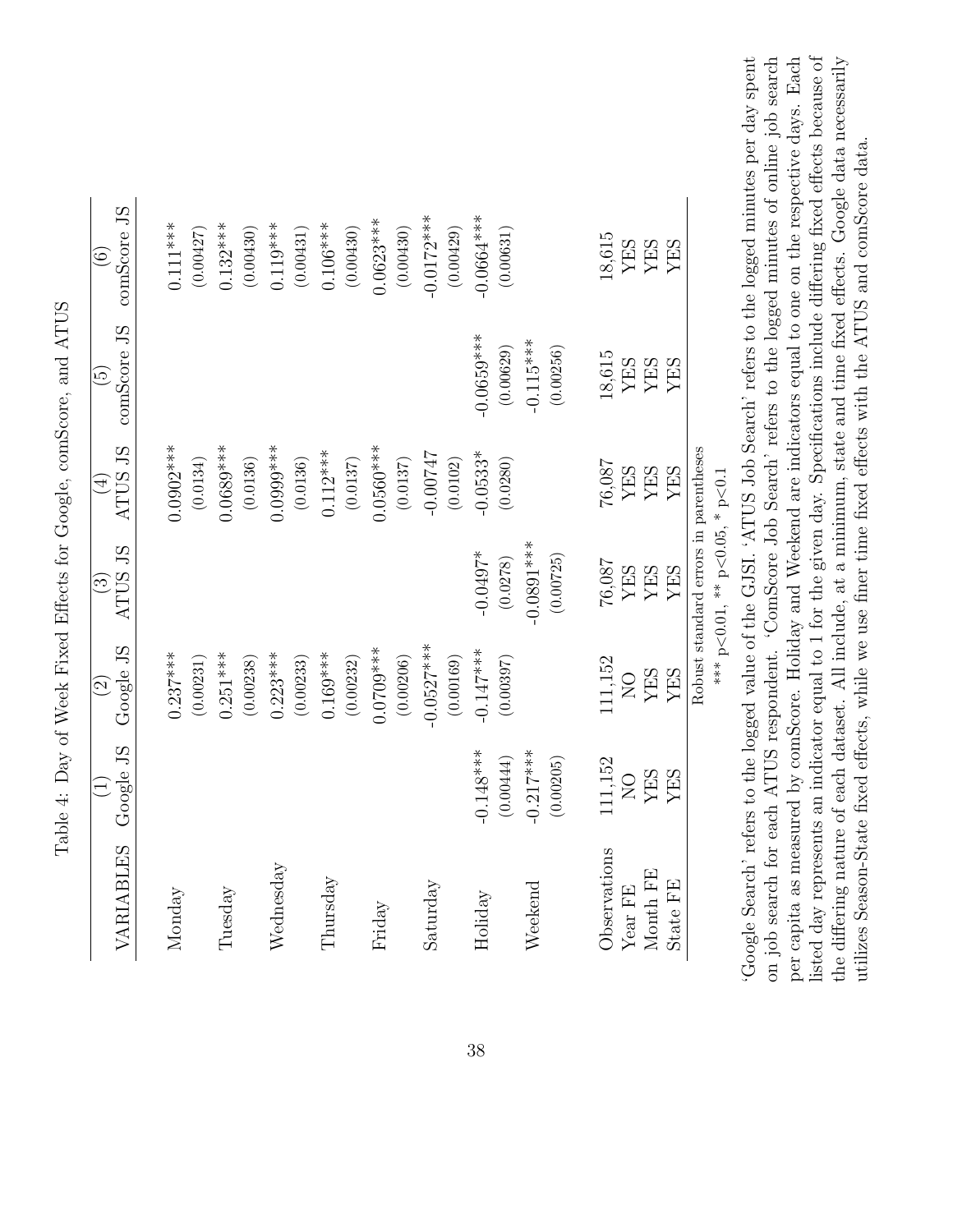Table 4: Day of Week Fixed Effects for Google, comScore, and ATUS

| VARIABLES | (1) Google JS | (2) Google JS | (3) ATUS JS | (4) ATUS JS | (5) comScore JS | (6) comScore JS |
|---|---|---|---|---|---|---|
| Monday | | 0.237*** | | 0.0902*** | | 0.111*** |
| | | (0.00231) | | (0.0134) | | (0.00427) |
| Tuesday | | 0.251*** | | 0.0689*** | | 0.132*** |
| | | (0.00238) | | (0.0136) | | (0.00430) |
| Wednesday | | 0.223*** | | 0.0999*** | | 0.119*** |
| | | (0.00233) | | (0.0136) | | (0.00431) |
| Thursday | | 0.169*** | | 0.112*** | | 0.106*** |
| | | (0.00232) | | (0.0137) | | (0.00430) |
| Friday | | 0.0709*** | | 0.0560*** | | 0.0623*** |
| | | (0.00206) | | (0.0137) | | (0.00430) |
| Saturday | | -0.0527*** | | -0.00747 | | -0.0172*** |
| | | (0.00169) | | (0.0102) | | (0.00429) |
| Holiday | -0.148*** | -0.147*** | -0.0497* | -0.0533* | -0.0659*** | -0.0664*** |
| | (0.00444) | (0.00397) | (0.0278) | (0.0280) | (0.00629) | (0.00631) |
| Weekend | -0.217*** | | -0.0891*** | | -0.115*** | |
| | (0.00205) | | (0.00725) | | (0.00256) | |
| Observations | 111,152 | 111,152 | 76,087 | 76,087 | 18,615 | 18,615 |
| Year FE | NO | NO | YES | YES | YES | YES |
| Month FE | YES | YES | YES | YES | YES | YES |
| State FE | YES | YES | YES | YES | YES | YES |

Robust standard errors in parentheses

*** p<0.01, ** p<0.05, * p<0.1

'Google Search' refers to the logged value of the GJSI. 'ATUS Job Search' refers to the logged minutes per day spent on job search for each ATUS respondent. 'ComScore Job Search' refers to the logged minutes of online job search per capita as measured by comScore. Holiday and Weekend are indicators equal to one on the respective days. Each listed day represents an indicator equal to 1 for the given day. Specifications include differing fixed effects because of the differing nature of each dataset. All include, at a minimum, state and time fixed effects. Google data necessarily utilizes Season-State fixed effects, while we use finer time fixed effects with the ATUS and comScore data.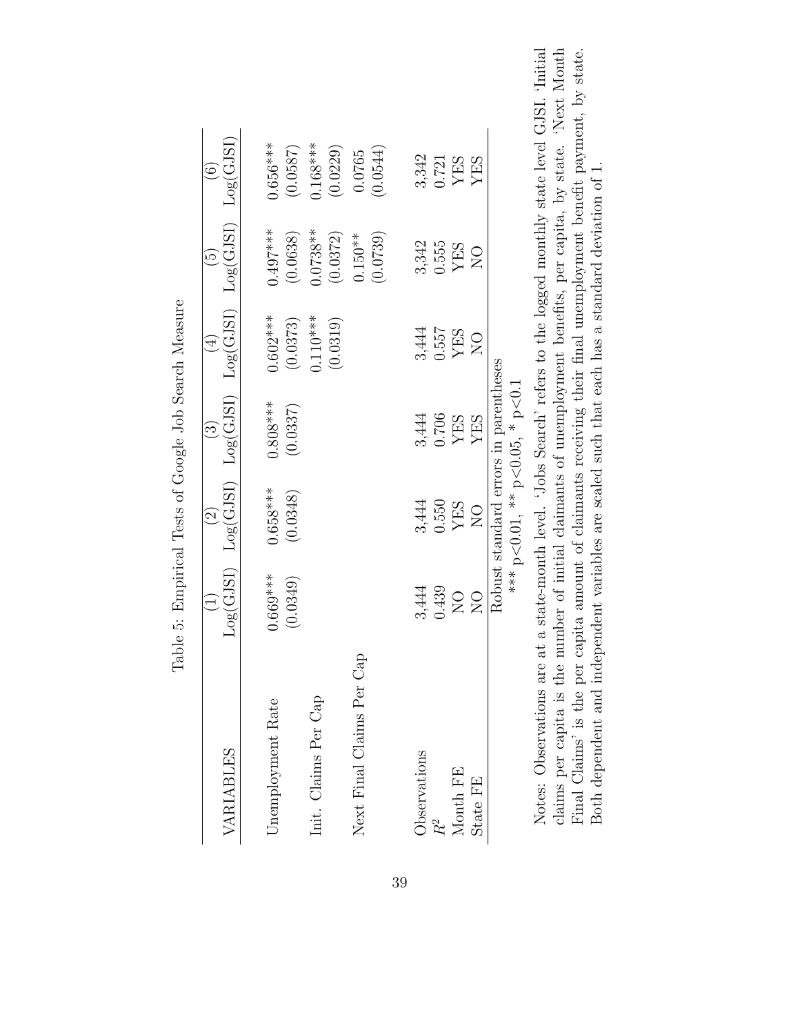Table 5: Empirical Tests of Google Job Search Measure

| VARIABLES | (1) Log(GJSI) | (2) Log(GJSI) | (3) Log(GJSI) | (4) Log(GJSI) | (5) Log(GJSI) | (6) Log(GJSI) |
|---|---|---|---|---|---|---|
| Unemployment Rate | 0.669*** | 0.658*** | 0.808*** | 0.602*** | 0.497*** | 0.656*** |
| | (0.0349) | (0.0348) | (0.0337) | (0.0373) | (0.0638) | (0.0587) |
| Init. Claims Per Cap | | | | 0.110*** | 0.0738** | 0.168*** |
| | | | | (0.0319) | (0.0372) | (0.0229) |
| Next Final Claims Per Cap | | | | | 0.150** | 0.0765 |
| | | | | | (0.0739) | (0.0544) |
| Observations | 3,444 | 3,444 | 3,444 | 3,444 | 3,342 | 3,342 |
| $R^2$ | 0.439 | 0.550 | 0.706 | 0.557 | 0.555 | 0.721 |
| Month FE | NO | YES | YES | YES | YES | YES |
| State FE | NO | NO | YES | NO | NO | YES |

Robust standard errors in parentheses
*** $p<0.01$, ** $p<0.05$, * $p<0.1$

Notes: Observations are at a state-month level. 'Jobs Search' refers to the logged monthly state level GJSI. 'Initial claims per capita is the number of initial claimants of unemployment benefits, per capita, by state. 'Next Month Final Claims' is the per capita amount of claimants receiving their final unemployment benefit payment, by state. Both dependent and independent variables are scaled such that each has a standard deviation of 1.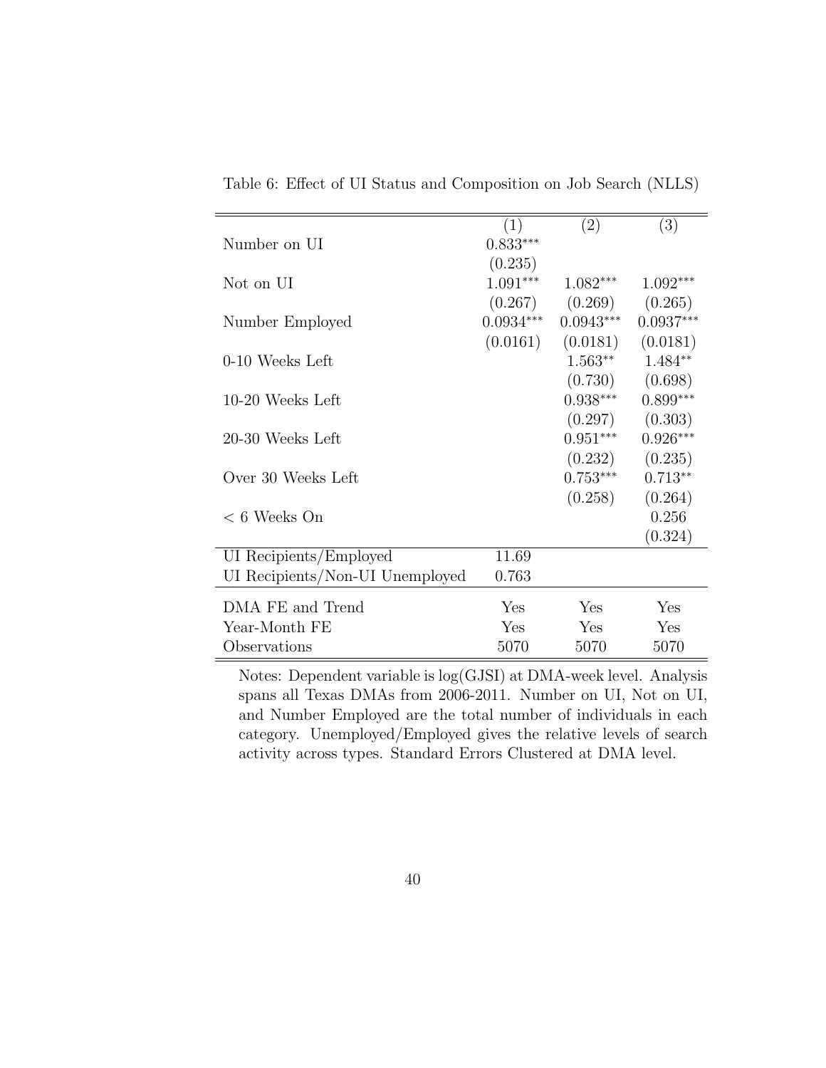Table 6: Effect of UI Status and Composition on Job Search (NLLS)

| | (1) | (2) | (3) |
|---|---|---|---|
| Number on UI | 0.833*** | | |
| | (0.235) | | |
| Not on UI | 1.091*** | 1.082*** | 1.092*** |
| | (0.267) | (0.269) | (0.265) |
| Number Employed | 0.0934*** | 0.0943*** | 0.0937*** |
| | (0.0161) | (0.0181) | (0.0181) |
| 0-10 Weeks Left | | 1.563** | 1.484** |
| | | (0.730) | (0.698) |
| 10-20 Weeks Left | | 0.938*** | 0.899*** |
| | | (0.297) | (0.303) |
| 20-30 Weeks Left | | 0.951*** | 0.926*** |
| | | (0.232) | (0.235) |
| Over 30 Weeks Left | | 0.753*** | 0.713** |
| | | (0.258) | (0.264) |
| < 6 Weeks On | | | 0.256 |
| | | | (0.324) |
| UI Recipients/Employed | 11.69 | | |
| UI Recipients/Non-UI Unemployed | 0.763 | | |
| DMA FE and Trend | Yes | Yes | Yes |
| Year-Month FE | Yes | Yes | Yes |
| Observations | 5070 | 5070 | 5070 |

Notes: Dependent variable is log(GJSI) at DMA-week level. Analysis spans all Texas DMAs from 2006-2011. Number on UI, Not on UI, and Number Employed are the total number of individuals in each category. Unemployed/Employed gives the relative levels of search activity across types. Standard Errors Clustered at DMA level.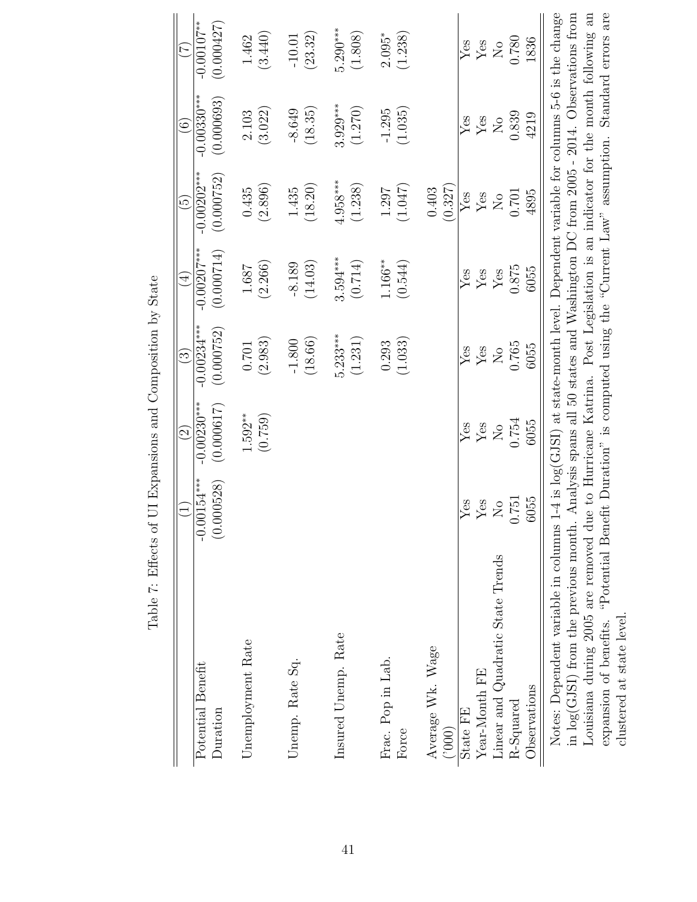Table 7: Effects of UI Expansions and Composition by State

| | (1) | (2) | (3) | (4) | (5) | (6) | (7) |
|---|---|---|---|---|---|---|---|
| Potential Benefit Duration | -0.00154*** | -0.00230*** | -0.00234*** | -0.00207*** | -0.00202*** | -0.00330*** | -0.00107** |
| | (0.000528) | (0.000617) | (0.000752) | (0.000714) | (0.000752) | (0.000693) | (0.000427) |
| Unemployment Rate | | 1.592** | 0.701 | 1.687 | 0.435 | 2.103 | 1.462 |
| | | (0.759) | (2.983) | (2.266) | (2.896) | (3.022) | (3.440) |
| Unemp. Rate Sq. | | | -1.800 | -8.189 | 1.435 | -8.649 | -10.01 |
| | | | (18.66) | (14.03) | (18.20) | (18.35) | (23.32) |
| Insured Unemp. Rate | | | 5.233*** | 3.594*** | 4.958*** | 3.929*** | 5.290*** |
| | | | (1.231) | (0.714) | (1.238) | (1.270) | (1.808) |
| Frac. Pop in Lab. Force | | | 0.293 | 1.166** | 1.297 | -1.295 | 2.095* |
| | | | (1.033) | (0.544) | (1.047) | (1.035) | (1.238) |
| Average Wk. Wage ('000) | | | | | 0.403 | | |
| | | | | | (0.327) | | |
| State FE | Yes | Yes | Yes | Yes | Yes | Yes | Yes |
| Year-Month FE | Yes | Yes | Yes | Yes | Yes | Yes | Yes |
| Linear and Quadratic State Trends | No | No | No | Yes | No | No | No |
| R-Squared | 0.751 | 0.754 | 0.765 | 0.875 | 0.701 | 0.839 | 0.780 |
| Observations | 6055 | 6055 | 6055 | 6055 | 4895 | 4219 | 1836 |

Notes: Dependent variable in columns 1-4 is log(GJSI) at state-month level. Dependent variable for columns 5-6 is the change in log(GJSI) from the previous month. Analysis spans all 50 states and Washington DC from 2005 - 2014. Observations from Louisiana during 2005 are removed due to Hurricane Katrina. Post Legislation is an indicator for the month following an expansion of benefits. "Potential Benefit Duration" is computed using the "Current Law" assumption. Standard errors are clustered at state level.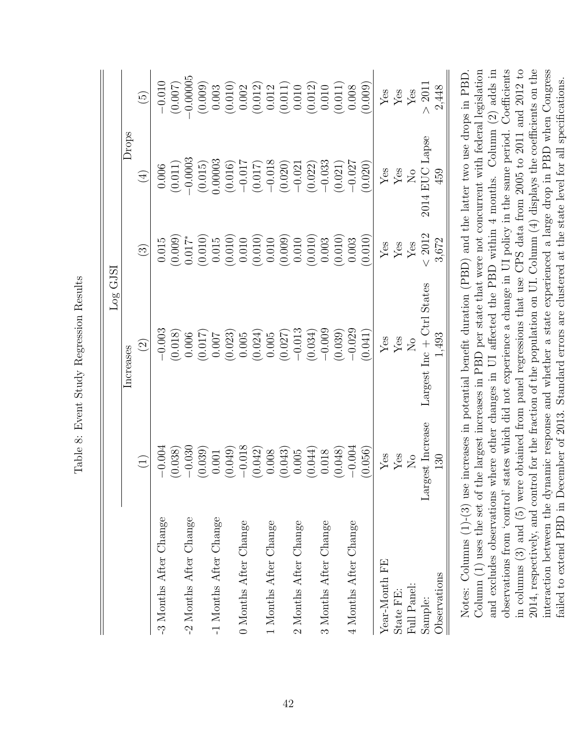Table 8: Event Study Regression Results

| | Log GJSI | | | | |
|---|---|---|---|---|---|
| | Increases | | | Drops | |
| | (1) | (2) | (3) | (4) | (5) |
| -3 Months After Change | −0.004 | −0.003 | 0.015 | 0.006 | −0.010 |
| | (0.038) | (0.018) | (0.009) | (0.011) | (0.007) |
| -2 Months After Change | −0.030 | 0.006 | 0.017* | −0.0003 | −0.00005 |
| | (0.039) | (0.017) | (0.010) | (0.015) | (0.009) |
| -1 Months After Change | 0.001 | 0.007 | 0.015 | 0.00003 | 0.003 |
| | (0.049) | (0.023) | (0.010) | (0.016) | (0.010) |
| 0 Months After Change | −0.018 | 0.005 | 0.010 | −0.017 | 0.002 |
| | (0.042) | (0.024) | (0.010) | (0.017) | (0.012) |
| 1 Months After Change | 0.008 | 0.005 | 0.010 | −0.018 | 0.012 |
| | (0.043) | (0.027) | (0.009) | (0.020) | (0.011) |
| 2 Months After Change | 0.005 | −0.013 | 0.010 | −0.021 | 0.010 |
| | (0.044) | (0.034) | (0.010) | (0.022) | (0.012) |
| 3 Months After Change | 0.018 | −0.009 | 0.003 | −0.033 | 0.010 |
| | (0.048) | (0.039) | (0.010) | (0.021) | (0.011) |
| 4 Months After Change | −0.004 | −0.029 | 0.003 | −0.027 | 0.008 |
| | (0.056) | (0.041) | (0.010) | (0.020) | (0.009) |
| Year-Month FE | Yes | Yes | Yes | Yes | Yes |
| State FE: | Yes | Yes | Yes | Yes | Yes |
| Full Panel: | No | No | Yes | No | Yes |
| Sample: | Largest Increase | Largest Inc + Ctrl States | < 2012 | 2014 EUC Lapse | > 2011 |
| Observations | 130 | 1,493 | 3,672 | 459 | 2,448 |

Notes: Columns (1)-(3) use increases in potential benefit duration (PBD) and the latter two use drops in PBD. Column (1) uses the set of the largest increases in PBD per state that were not concurrent with federal legislation and excludes observations where other changes in UI affected the PBD within 4 months. Column (2) adds in observations from 'control' states which did not experience a change in UI policy in the same period. Coefficients in columns (3) and (5) were obtained from panel regressions that use CPS data from 2005 to 2011 and 2012 to 2014, respectively, and control for the fraction of the population on UI. Column (4) displays the coefficients on the interaction between the dynamic response and whether a state experienced a large drop in PBD when Congress failed to extend PBD in December of 2013. Standard errors are clustered at the state level for all specifications.